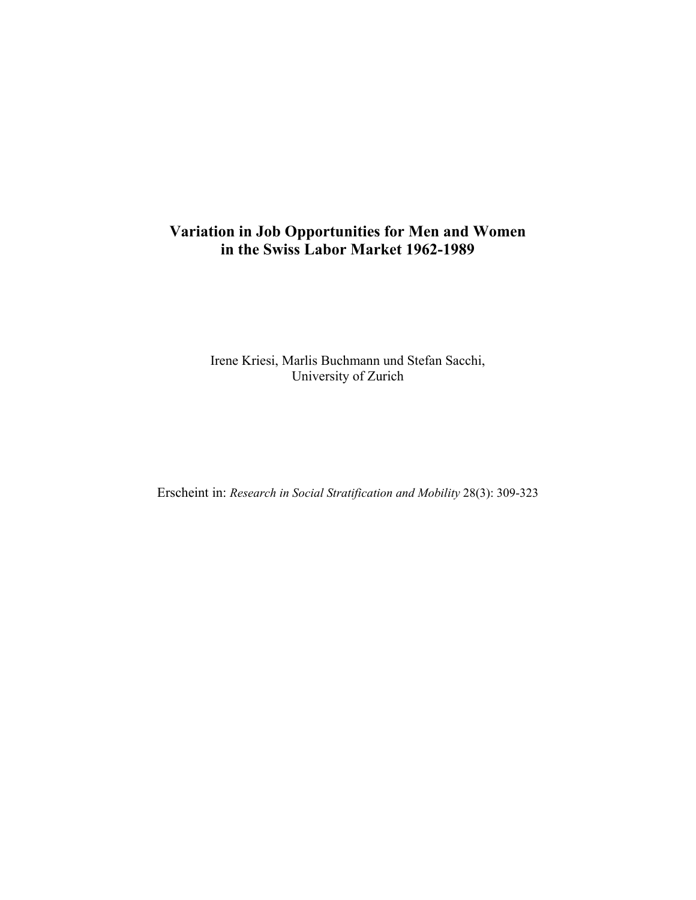# Variation in Job Opportunities for Men and Women in the Swiss Labor Market 1962-1989

Irene Kriesi, Marlis Buchmann und Stefan Sacchi,
University of Zurich

Erscheint in: *Research in Social Stratification and Mobility* 28(3): 309-323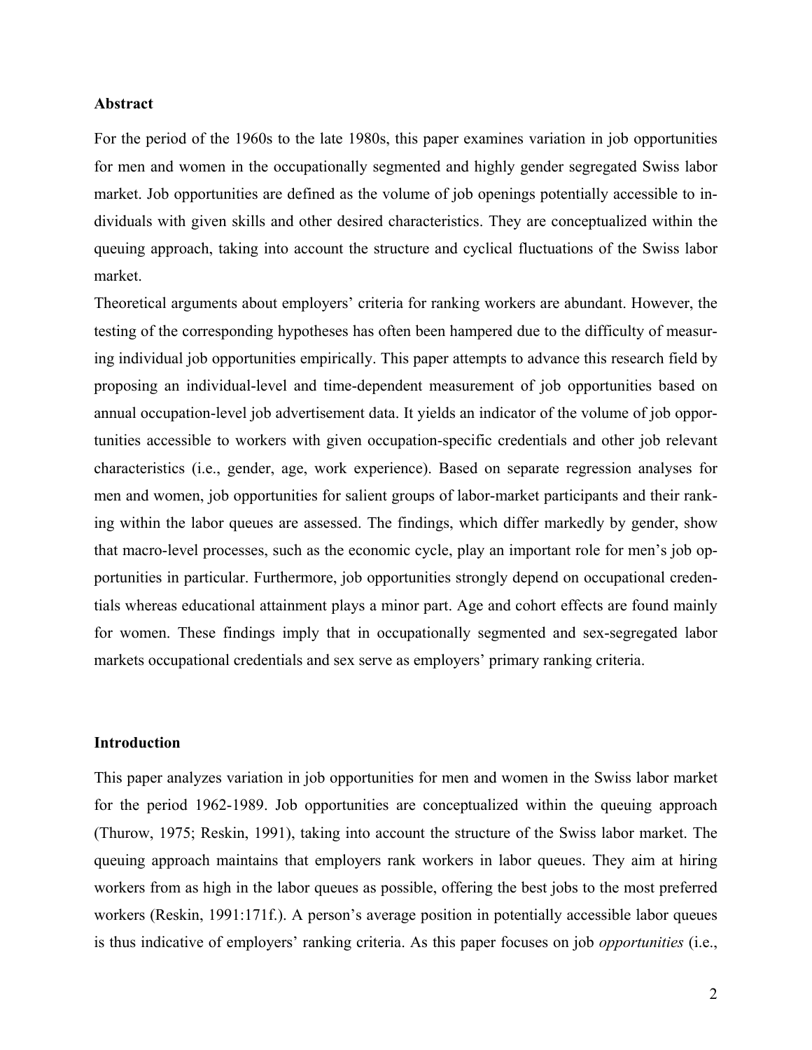## Abstract

For the period of the 1960s to the late 1980s, this paper examines variation in job opportunities for men and women in the occupationally segmented and highly gender segregated Swiss labor market. Job opportunities are defined as the volume of job openings potentially accessible to individuals with given skills and other desired characteristics. They are conceptualized within the queuing approach, taking into account the structure and cyclical fluctuations of the Swiss labor market.

Theoretical arguments about employers' criteria for ranking workers are abundant. However, the testing of the corresponding hypotheses has often been hampered due to the difficulty of measuring individual job opportunities empirically. This paper attempts to advance this research field by proposing an individual-level and time-dependent measurement of job opportunities based on annual occupation-level job advertisement data. It yields an indicator of the volume of job opportunities accessible to workers with given occupation-specific credentials and other job relevant characteristics (i.e., gender, age, work experience). Based on separate regression analyses for men and women, job opportunities for salient groups of labor-market participants and their ranking within the labor queues are assessed. The findings, which differ markedly by gender, show that macro-level processes, such as the economic cycle, play an important role for men's job opportunities in particular. Furthermore, job opportunities strongly depend on occupational credentials whereas educational attainment plays a minor part. Age and cohort effects are found mainly for women. These findings imply that in occupationally segmented and sex-segregated labor markets occupational credentials and sex serve as employers' primary ranking criteria.

## Introduction

This paper analyzes variation in job opportunities for men and women in the Swiss labor market for the period 1962-1989. Job opportunities are conceptualized within the queuing approach (Thurow, 1975; Reskin, 1991), taking into account the structure of the Swiss labor market. The queuing approach maintains that employers rank workers in labor queues. They aim at hiring workers from as high in the labor queues as possible, offering the best jobs to the most preferred workers (Reskin, 1991:171f.). A person's average position in potentially accessible labor queues is thus indicative of employers' ranking criteria. As this paper focuses on job *opportunities* (i.e.,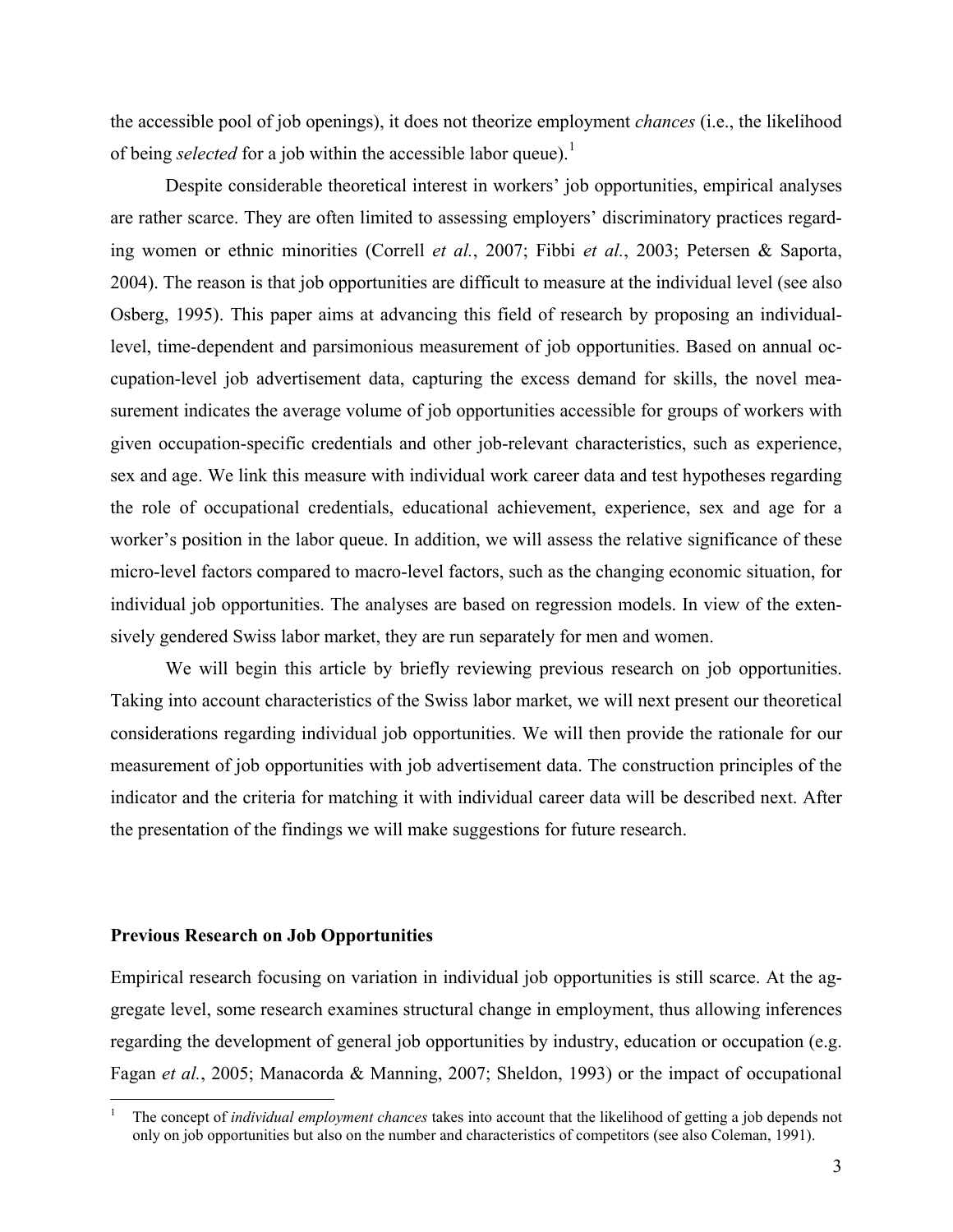the accessible pool of job openings), it does not theorize employment *chances* (i.e., the likelihood of being *selected* for a job within the accessible labor queue).[1]

Despite considerable theoretical interest in workers' job opportunities, empirical analyses are rather scarce. They are often limited to assessing employers' discriminatory practices regarding women or ethnic minorities (Correll *et al.*, 2007; Fibbi *et al.*, 2003; Petersen & Saporta, 2004). The reason is that job opportunities are difficult to measure at the individual level (see also Osberg, 1995). This paper aims at advancing this field of research by proposing an individual-level, time-dependent and parsimonious measurement of job opportunities. Based on annual occupation-level job advertisement data, capturing the excess demand for skills, the novel measurement indicates the average volume of job opportunities accessible for groups of workers with given occupation-specific credentials and other job-relevant characteristics, such as experience, sex and age. We link this measure with individual work career data and test hypotheses regarding the role of occupational credentials, educational achievement, experience, sex and age for a worker's position in the labor queue. In addition, we will assess the relative significance of these micro-level factors compared to macro-level factors, such as the changing economic situation, for individual job opportunities. The analyses are based on regression models. In view of the extensively gendered Swiss labor market, they are run separately for men and women.

We will begin this article by briefly reviewing previous research on job opportunities. Taking into account characteristics of the Swiss labor market, we will next present our theoretical considerations regarding individual job opportunities. We will then provide the rationale for our measurement of job opportunities with job advertisement data. The construction principles of the indicator and the criteria for matching it with individual career data will be described next. After the presentation of the findings we will make suggestions for future research.

## Previous Research on Job Opportunities

Empirical research focusing on variation in individual job opportunities is still scarce. At the aggregate level, some research examines structural change in employment, thus allowing inferences regarding the development of general job opportunities by industry, education or occupation (e.g. Fagan *et al.*, 2005; Manacorda & Manning, 2007; Sheldon, 1993) or the impact of occupational

[1] The concept of *individual employment chances* takes into account that the likelihood of getting a job depends not only on job opportunities but also on the number and characteristics of competitors (see also Coleman, 1991).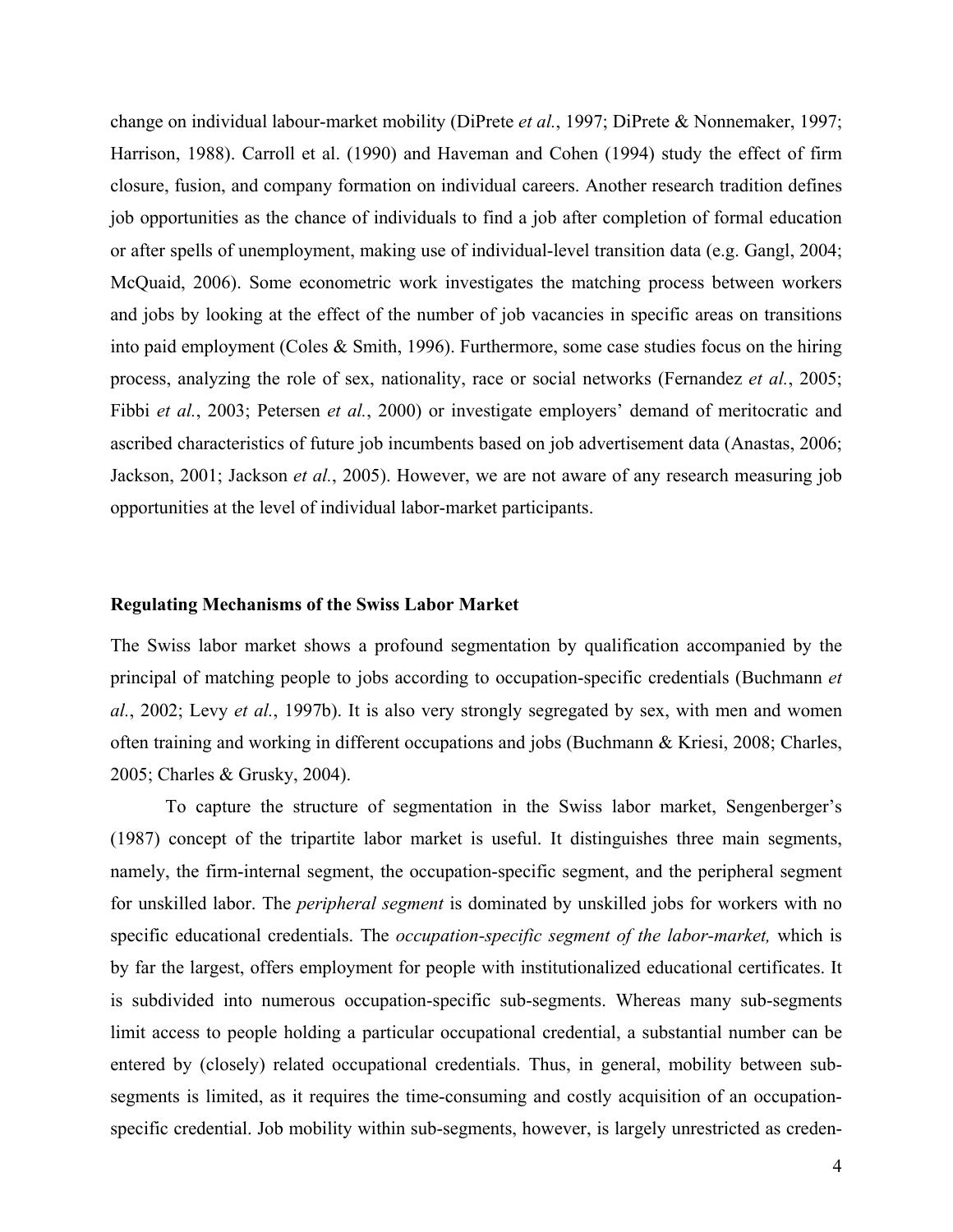change on individual labour-market mobility (DiPrete *et al.*, 1997; DiPrete & Nonnemaker, 1997; Harrison, 1988). Carroll et al. (1990) and Haveman and Cohen (1994) study the effect of firm closure, fusion, and company formation on individual careers. Another research tradition defines job opportunities as the chance of individuals to find a job after completion of formal education or after spells of unemployment, making use of individual-level transition data (e.g. Gangl, 2004; McQuaid, 2006). Some econometric work investigates the matching process between workers and jobs by looking at the effect of the number of job vacancies in specific areas on transitions into paid employment (Coles & Smith, 1996). Furthermore, some case studies focus on the hiring process, analyzing the role of sex, nationality, race or social networks (Fernandez *et al.*, 2005; Fibbi *et al.*, 2003; Petersen *et al.*, 2000) or investigate employers' demand of meritocratic and ascribed characteristics of future job incumbents based on job advertisement data (Anastas, 2006; Jackson, 2001; Jackson *et al.*, 2005). However, we are not aware of any research measuring job opportunities at the level of individual labor-market participants.

## Regulating Mechanisms of the Swiss Labor Market

The Swiss labor market shows a profound segmentation by qualification accompanied by the principal of matching people to jobs according to occupation-specific credentials (Buchmann *et al.*, 2002; Levy *et al.*, 1997b). It is also very strongly segregated by sex, with men and women often training and working in different occupations and jobs (Buchmann & Kriesi, 2008; Charles, 2005; Charles & Grusky, 2004).

To capture the structure of segmentation in the Swiss labor market, Sengenberger's (1987) concept of the tripartite labor market is useful. It distinguishes three main segments, namely, the firm-internal segment, the occupation-specific segment, and the peripheral segment for unskilled labor. The *peripheral segment* is dominated by unskilled jobs for workers with no specific educational credentials. The *occupation-specific segment of the labor-market,* which is by far the largest, offers employment for people with institutionalized educational certificates. It is subdivided into numerous occupation-specific sub-segments. Whereas many sub-segments limit access to people holding a particular occupational credential, a substantial number can be entered by (closely) related occupational credentials. Thus, in general, mobility between sub-segments is limited, as it requires the time-consuming and costly acquisition of an occupation-specific credential. Job mobility within sub-segments, however, is largely unrestricted as creden-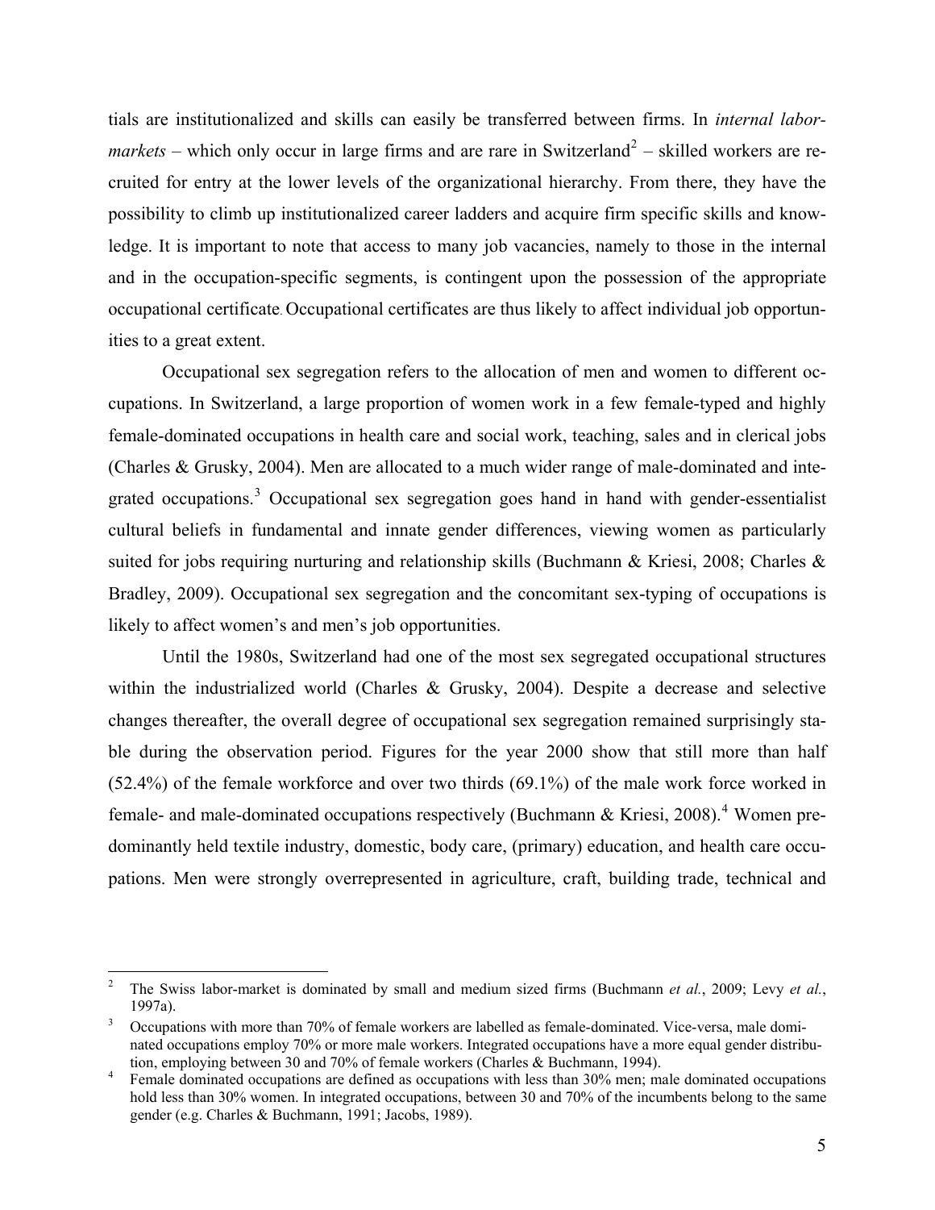tials are institutionalized and skills can easily be transferred between firms. In *internal labor-markets* – which only occur in large firms and are rare in Switzerland[2] – skilled workers are recruited for entry at the lower levels of the organizational hierarchy. From there, they have the possibility to climb up institutionalized career ladders and acquire firm specific skills and knowledge. It is important to note that access to many job vacancies, namely to those in the internal and in the occupation-specific segments, is contingent upon the possession of the appropriate occupational certificate. Occupational certificates are thus likely to affect individual job opportunities to a great extent.

Occupational sex segregation refers to the allocation of men and women to different occupations. In Switzerland, a large proportion of women work in a few female-typed and highly female-dominated occupations in health care and social work, teaching, sales and in clerical jobs (Charles & Grusky, 2004). Men are allocated to a much wider range of male-dominated and integrated occupations.[3] Occupational sex segregation goes hand in hand with gender-essentialist cultural beliefs in fundamental and innate gender differences, viewing women as particularly suited for jobs requiring nurturing and relationship skills (Buchmann & Kriesi, 2008; Charles & Bradley, 2009). Occupational sex segregation and the concomitant sex-typing of occupations is likely to affect women's and men's job opportunities.

Until the 1980s, Switzerland had one of the most sex segregated occupational structures within the industrialized world (Charles & Grusky, 2004). Despite a decrease and selective changes thereafter, the overall degree of occupational sex segregation remained surprisingly stable during the observation period. Figures for the year 2000 show that still more than half (52.4%) of the female workforce and over two thirds (69.1%) of the male work force worked in female- and male-dominated occupations respectively (Buchmann & Kriesi, 2008).[4] Women predominantly held textile industry, domestic, body care, (primary) education, and health care occupations. Men were strongly overrepresented in agriculture, craft, building trade, technical and

---

[2] The Swiss labor-market is dominated by small and medium sized firms (Buchmann *et al.*, 2009; Levy *et al.*, 1997a).

[3] Occupations with more than 70% of female workers are labelled as female-dominated. Vice-versa, male dominated occupations employ 70% or more male workers. Integrated occupations have a more equal gender distribution, employing between 30 and 70% of female workers (Charles & Buchmann, 1994).

[4] Female dominated occupations are defined as occupations with less than 30% men; male dominated occupations hold less than 30% women. In integrated occupations, between 30 and 70% of the incumbents belong to the same gender (e.g. Charles & Buchmann, 1991; Jacobs, 1989).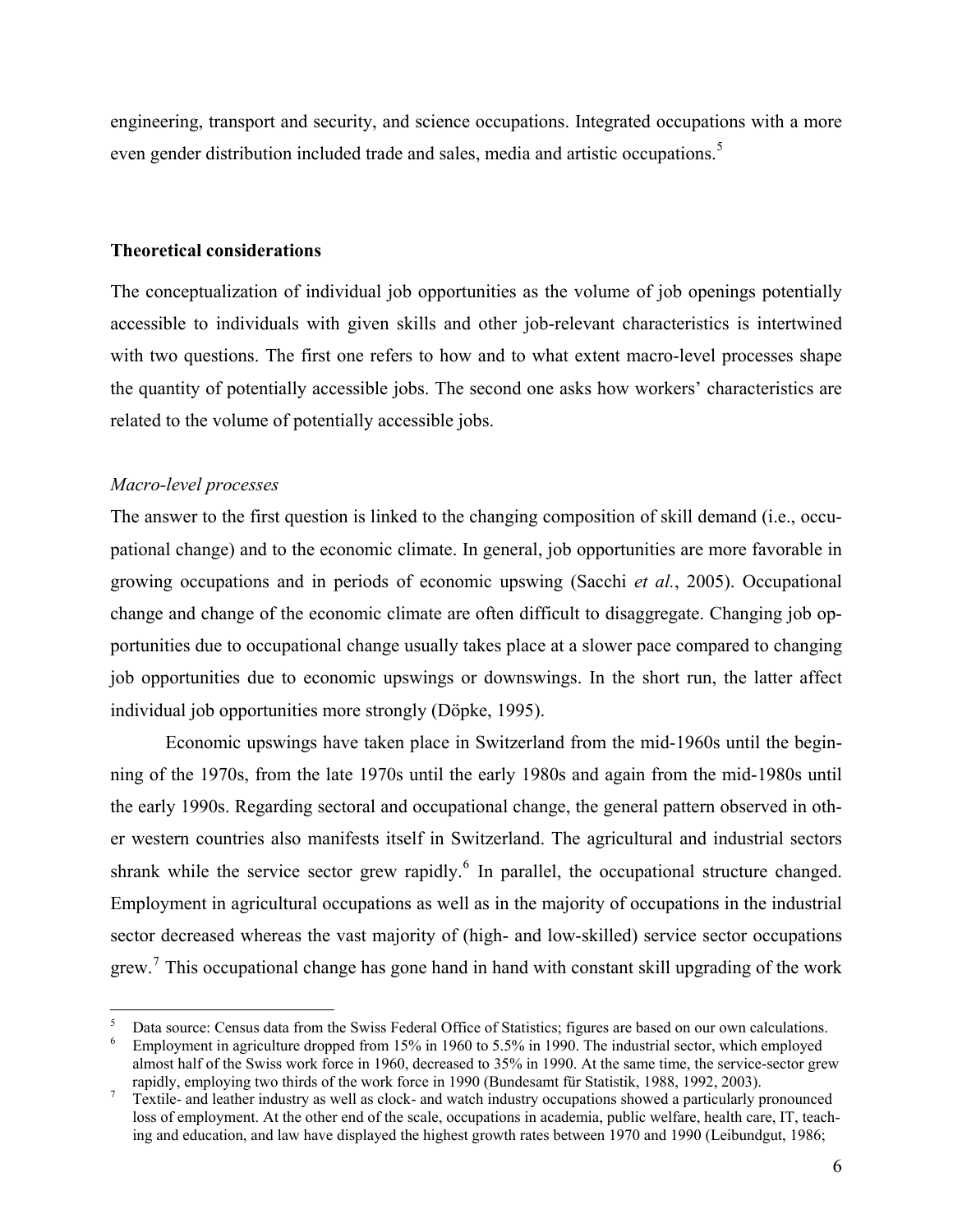engineering, transport and security, and science occupations. Integrated occupations with a more even gender distribution included trade and sales, media and artistic occupations.[5]

## Theoretical considerations

The conceptualization of individual job opportunities as the volume of job openings potentially accessible to individuals with given skills and other job-relevant characteristics is intertwined with two questions. The first one refers to how and to what extent macro-level processes shape the quantity of potentially accessible jobs. The second one asks how workers' characteristics are related to the volume of potentially accessible jobs.

### *Macro-level processes*

The answer to the first question is linked to the changing composition of skill demand (i.e., occupational change) and to the economic climate. In general, job opportunities are more favorable in growing occupations and in periods of economic upswing (Sacchi *et al.*, 2005). Occupational change and change of the economic climate are often difficult to disaggregate. Changing job opportunities due to occupational change usually takes place at a slower pace compared to changing job opportunities due to economic upswings or downswings. In the short run, the latter affect individual job opportunities more strongly (Döpke, 1995).

Economic upswings have taken place in Switzerland from the mid-1960s until the beginning of the 1970s, from the late 1970s until the early 1980s and again from the mid-1980s until the early 1990s. Regarding sectoral and occupational change, the general pattern observed in other western countries also manifests itself in Switzerland. The agricultural and industrial sectors shrank while the service sector grew rapidly.[6] In parallel, the occupational structure changed. Employment in agricultural occupations as well as in the majority of occupations in the industrial sector decreased whereas the vast majority of (high- and low-skilled) service sector occupations grew.[7] This occupational change has gone hand in hand with constant skill upgrading of the work

---

[5] Data source: Census data from the Swiss Federal Office of Statistics; figures are based on our own calculations.

[6] Employment in agriculture dropped from 15% in 1960 to 5.5% in 1990. The industrial sector, which employed almost half of the Swiss work force in 1960, decreased to 35% in 1990. At the same time, the service-sector grew rapidly, employing two thirds of the work force in 1990 (Bundesamt für Statistik, 1988, 1992, 2003).

[7] Textile- and leather industry as well as clock- and watch industry occupations showed a particularly pronounced loss of employment. At the other end of the scale, occupations in academia, public welfare, health care, IT, teaching and education, and law have displayed the highest growth rates between 1970 and 1990 (Leibundgut, 1986;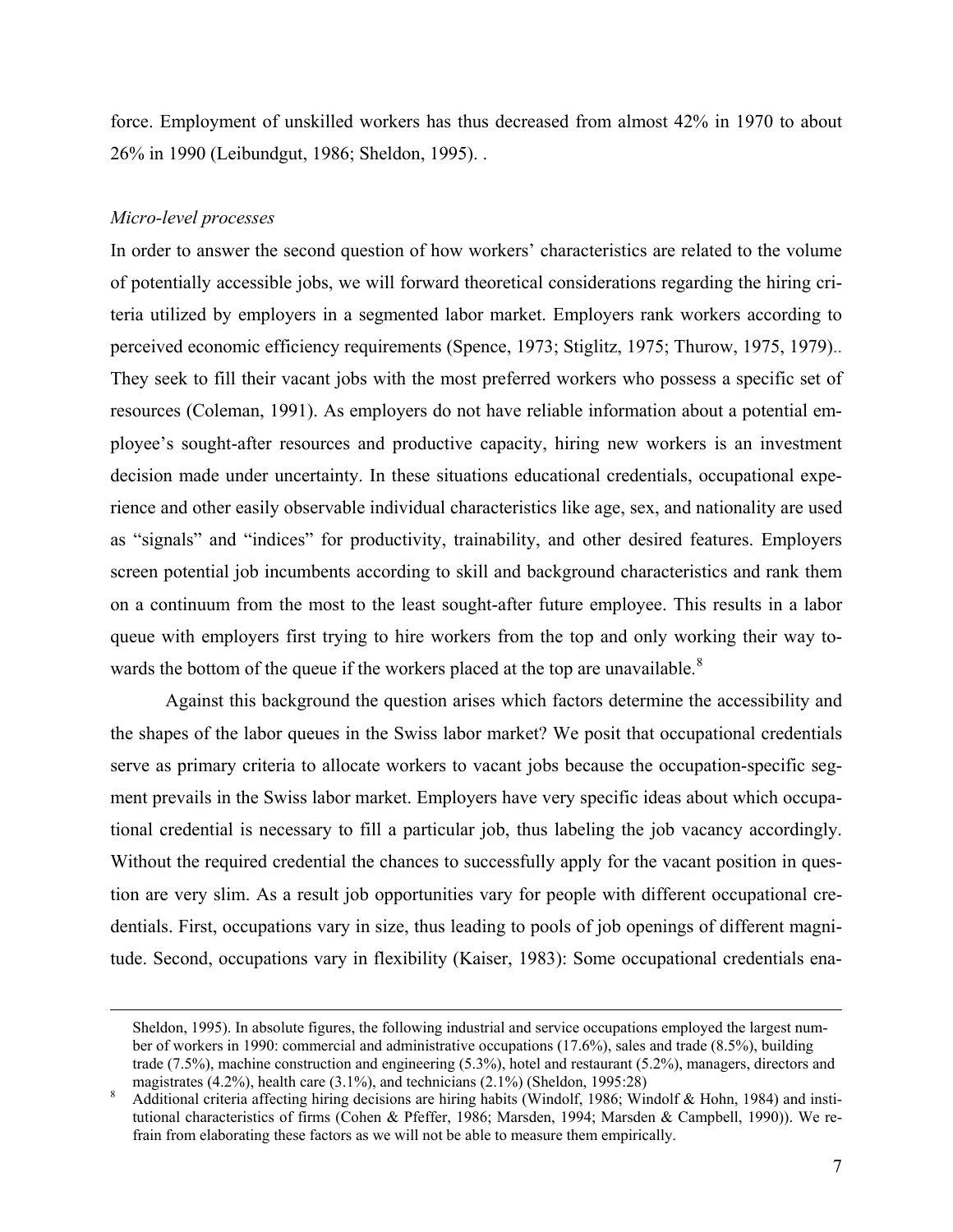force. Employment of unskilled workers has thus decreased from almost 42% in 1970 to about 26% in 1990 (Leibundgut, 1986; Sheldon, 1995). .

*Micro-level processes*

In order to answer the second question of how workers' characteristics are related to the volume of potentially accessible jobs, we will forward theoretical considerations regarding the hiring criteria utilized by employers in a segmented labor market. Employers rank workers according to perceived economic efficiency requirements (Spence, 1973; Stiglitz, 1975; Thurow, 1975, 1979).. They seek to fill their vacant jobs with the most preferred workers who possess a specific set of resources (Coleman, 1991). As employers do not have reliable information about a potential employee's sought-after resources and productive capacity, hiring new workers is an investment decision made under uncertainty. In these situations educational credentials, occupational experience and other easily observable individual characteristics like age, sex, and nationality are used as "signals" and "indices" for productivity, trainability, and other desired features. Employers screen potential job incumbents according to skill and background characteristics and rank them on a continuum from the most to the least sought-after future employee. This results in a labor queue with employers first trying to hire workers from the top and only working their way towards the bottom of the queue if the workers placed at the top are unavailable.[8]

Against this background the question arises which factors determine the accessibility and the shapes of the labor queues in the Swiss labor market? We posit that occupational credentials serve as primary criteria to allocate workers to vacant jobs because the occupation-specific segment prevails in the Swiss labor market. Employers have very specific ideas about which occupational credential is necessary to fill a particular job, thus labeling the job vacancy accordingly. Without the required credential the chances to successfully apply for the vacant position in question are very slim. As a result job opportunities vary for people with different occupational credentials. First, occupations vary in size, thus leading to pools of job openings of different magnitude. Second, occupations vary in flexibility (Kaiser, 1983): Some occupational credentials ena-

---

Sheldon, 1995). In absolute figures, the following industrial and service occupations employed the largest number of workers in 1990: commercial and administrative occupations (17.6%), sales and trade (8.5%), building trade (7.5%), machine construction and engineering (5.3%), hotel and restaurant (5.2%), managers, directors and magistrates (4.2%), health care (3.1%), and technicians (2.1%) (Sheldon, 1995:28)

[8] Additional criteria affecting hiring decisions are hiring habits (Windolf, 1986; Windolf & Hohn, 1984) and institutional characteristics of firms (Cohen & Pfeffer, 1986; Marsden, 1994; Marsden & Campbell, 1990)). We refrain from elaborating these factors as we will not be able to measure them empirically.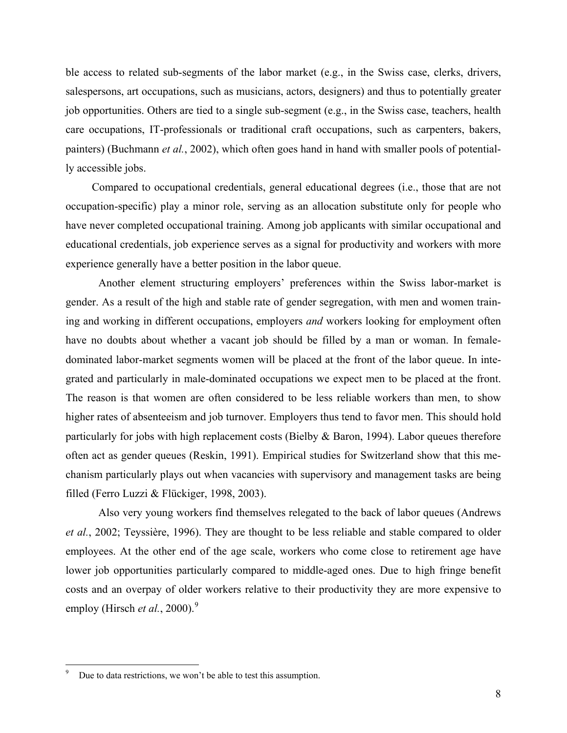ble access to related sub-segments of the labor market (e.g., in the Swiss case, clerks, drivers, salespersons, art occupations, such as musicians, actors, designers) and thus to potentially greater job opportunities. Others are tied to a single sub-segment (e.g., in the Swiss case, teachers, health care occupations, IT-professionals or traditional craft occupations, such as carpenters, bakers, painters) (Buchmann *et al.*, 2002), which often goes hand in hand with smaller pools of potentially accessible jobs.

Compared to occupational credentials, general educational degrees (i.e., those that are not occupation-specific) play a minor role, serving as an allocation substitute only for people who have never completed occupational training. Among job applicants with similar occupational and educational credentials, job experience serves as a signal for productivity and workers with more experience generally have a better position in the labor queue.

Another element structuring employers' preferences within the Swiss labor-market is gender. As a result of the high and stable rate of gender segregation, with men and women training and working in different occupations, employers *and* workers looking for employment often have no doubts about whether a vacant job should be filled by a man or woman. In female-dominated labor-market segments women will be placed at the front of the labor queue. In integrated and particularly in male-dominated occupations we expect men to be placed at the front. The reason is that women are often considered to be less reliable workers than men, to show higher rates of absenteeism and job turnover. Employers thus tend to favor men. This should hold particularly for jobs with high replacement costs (Bielby & Baron, 1994). Labor queues therefore often act as gender queues (Reskin, 1991). Empirical studies for Switzerland show that this mechanism particularly plays out when vacancies with supervisory and management tasks are being filled (Ferro Luzzi & Flückiger, 1998, 2003).

Also very young workers find themselves relegated to the back of labor queues (Andrews *et al.*, 2002; Teyssière, 1996). They are thought to be less reliable and stable compared to older employees. At the other end of the age scale, workers who come close to retirement age have lower job opportunities particularly compared to middle-aged ones. Due to high fringe benefit costs and an overpay of older workers relative to their productivity they are more expensive to employ (Hirsch *et al.*, 2000).[9]

[9] Due to data restrictions, we won't be able to test this assumption.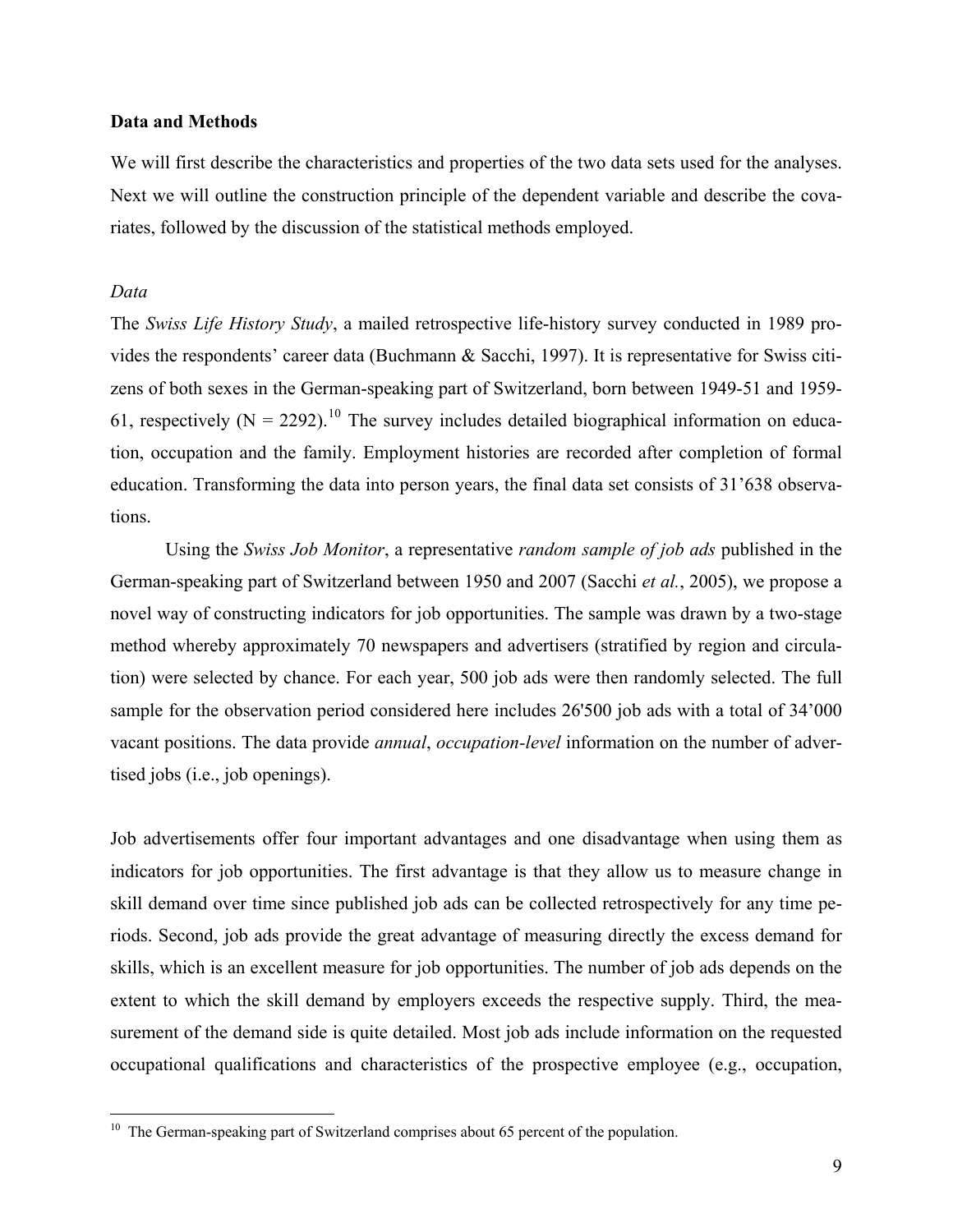**Data and Methods**

We will first describe the characteristics and properties of the two data sets used for the analyses. Next we will outline the construction principle of the dependent variable and describe the covariates, followed by the discussion of the statistical methods employed.

*Data*

The *Swiss Life History Study*, a mailed retrospective life-history survey conducted in 1989 provides the respondents' career data (Buchmann & Sacchi, 1997). It is representative for Swiss citizens of both sexes in the German-speaking part of Switzerland, born between 1949-51 and 1959-61, respectively (N = 2292).[10] The survey includes detailed biographical information on education, occupation and the family. Employment histories are recorded after completion of formal education. Transforming the data into person years, the final data set consists of 31'638 observations.

Using the *Swiss Job Monitor*, a representative *random sample of job ads* published in the German-speaking part of Switzerland between 1950 and 2007 (Sacchi *et al.*, 2005), we propose a novel way of constructing indicators for job opportunities. The sample was drawn by a two-stage method whereby approximately 70 newspapers and advertisers (stratified by region and circulation) were selected by chance. For each year, 500 job ads were then randomly selected. The full sample for the observation period considered here includes 26'500 job ads with a total of 34'000 vacant positions. The data provide *annual*, *occupation-level* information on the number of advertised jobs (i.e., job openings).

Job advertisements offer four important advantages and one disadvantage when using them as indicators for job opportunities. The first advantage is that they allow us to measure change in skill demand over time since published job ads can be collected retrospectively for any time periods. Second, job ads provide the great advantage of measuring directly the excess demand for skills, which is an excellent measure for job opportunities. The number of job ads depends on the extent to which the skill demand by employers exceeds the respective supply. Third, the measurement of the demand side is quite detailed. Most job ads include information on the requested occupational qualifications and characteristics of the prospective employee (e.g., occupation,

[10] The German-speaking part of Switzerland comprises about 65 percent of the population.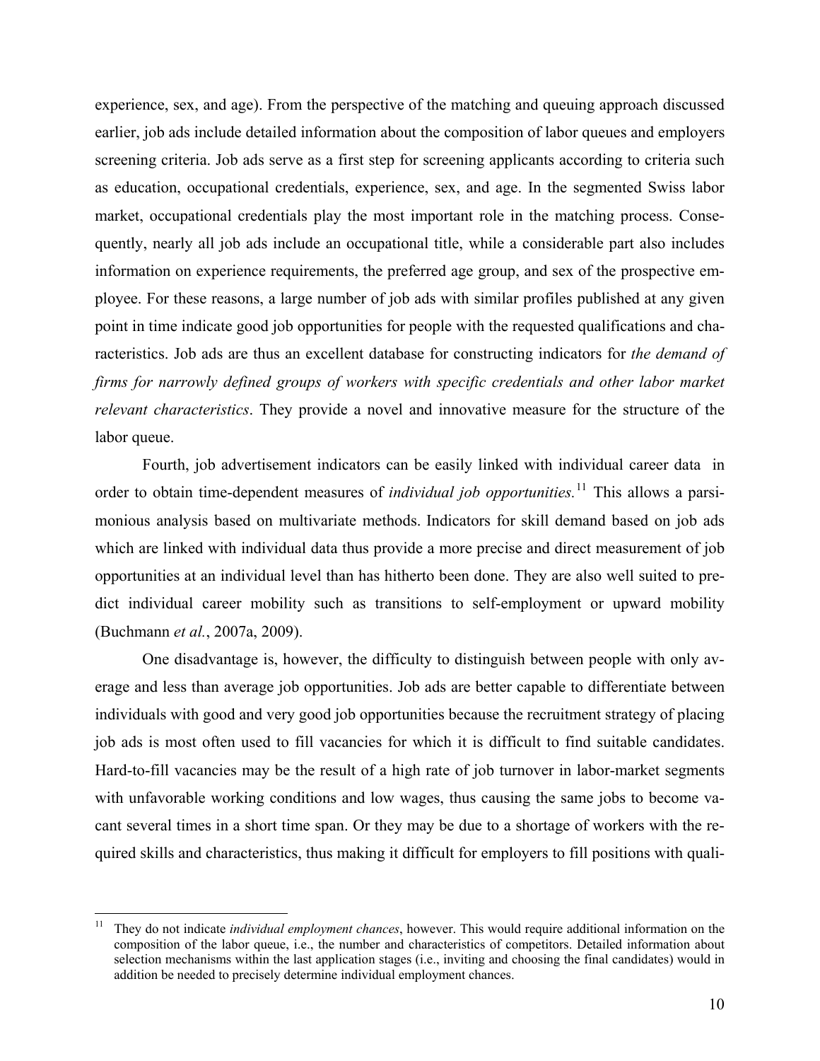experience, sex, and age). From the perspective of the matching and queuing approach discussed earlier, job ads include detailed information about the composition of labor queues and employers screening criteria. Job ads serve as a first step for screening applicants according to criteria such as education, occupational credentials, experience, sex, and age. In the segmented Swiss labor market, occupational credentials play the most important role in the matching process. Consequently, nearly all job ads include an occupational title, while a considerable part also includes information on experience requirements, the preferred age group, and sex of the prospective employee. For these reasons, a large number of job ads with similar profiles published at any given point in time indicate good job opportunities for people with the requested qualifications and characteristics. Job ads are thus an excellent database for constructing indicators for *the demand of firms for narrowly defined groups of workers with specific credentials and other labor market relevant characteristics*. They provide a novel and innovative measure for the structure of the labor queue.

Fourth, job advertisement indicators can be easily linked with individual career data in order to obtain time-dependent measures of *individual job opportunities.*[11] This allows a parsimonious analysis based on multivariate methods. Indicators for skill demand based on job ads which are linked with individual data thus provide a more precise and direct measurement of job opportunities at an individual level than has hitherto been done. They are also well suited to predict individual career mobility such as transitions to self-employment or upward mobility (Buchmann *et al.*, 2007a, 2009).

One disadvantage is, however, the difficulty to distinguish between people with only average and less than average job opportunities. Job ads are better capable to differentiate between individuals with good and very good job opportunities because the recruitment strategy of placing job ads is most often used to fill vacancies for which it is difficult to find suitable candidates. Hard-to-fill vacancies may be the result of a high rate of job turnover in labor-market segments with unfavorable working conditions and low wages, thus causing the same jobs to become vacant several times in a short time span. Or they may be due to a shortage of workers with the required skills and characteristics, thus making it difficult for employers to fill positions with quali-

---

[11] They do not indicate *individual employment chances*, however. This would require additional information on the composition of the labor queue, i.e., the number and characteristics of competitors. Detailed information about selection mechanisms within the last application stages (i.e., inviting and choosing the final candidates) would in addition be needed to precisely determine individual employment chances.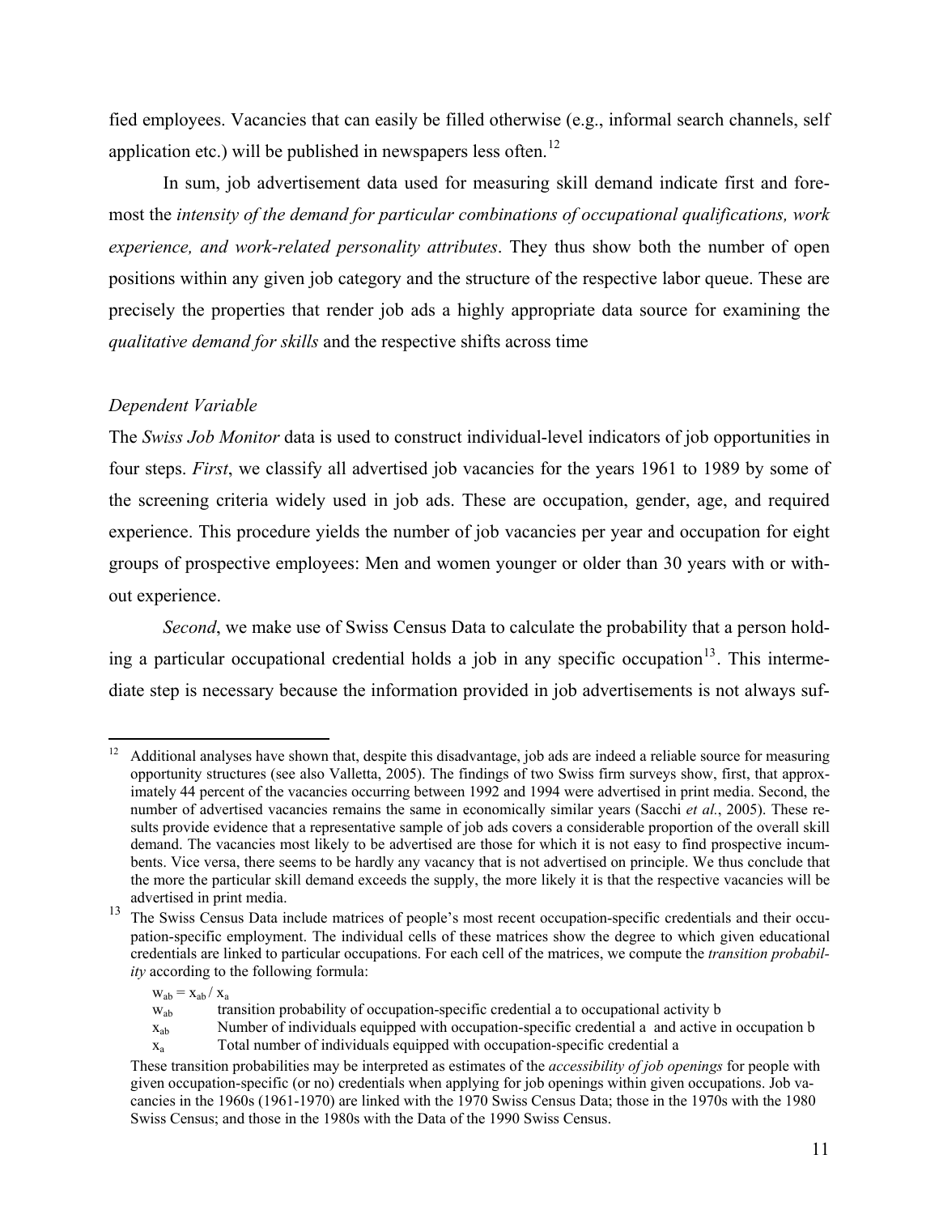fied employees. Vacancies that can easily be filled otherwise (e.g., informal search channels, self application etc.) will be published in newspapers less often.[12]

In sum, job advertisement data used for measuring skill demand indicate first and foremost the *intensity of the demand for particular combinations of occupational qualifications, work experience, and work-related personality attributes*. They thus show both the number of open positions within any given job category and the structure of the respective labor queue. These are precisely the properties that render job ads a highly appropriate data source for examining the *qualitative demand for skills* and the respective shifts across time

*Dependent Variable*

The *Swiss Job Monitor* data is used to construct individual-level indicators of job opportunities in four steps. *First*, we classify all advertised job vacancies for the years 1961 to 1989 by some of the screening criteria widely used in job ads. These are occupation, gender, age, and required experience. This procedure yields the number of job vacancies per year and occupation for eight groups of prospective employees: Men and women younger or older than 30 years with or without experience.

*Second*, we make use of Swiss Census Data to calculate the probability that a person holding a particular occupational credential holds a job in any specific occupation[13]. This intermediate step is necessary because the information provided in job advertisements is not always suf-

---

[12] Additional analyses have shown that, despite this disadvantage, job ads are indeed a reliable source for measuring opportunity structures (see also Valletta, 2005). The findings of two Swiss firm surveys show, first, that approximately 44 percent of the vacancies occurring between 1992 and 1994 were advertised in print media. Second, the number of advertised vacancies remains the same in economically similar years (Sacchi *et al.*, 2005). These results provide evidence that a representative sample of job ads covers a considerable proportion of the overall skill demand. The vacancies most likely to be advertised are those for which it is not easy to find prospective incumbents. Vice versa, there seems to be hardly any vacancy that is not advertised on principle. We thus conclude that the more the particular skill demand exceeds the supply, the more likely it is that the respective vacancies will be advertised in print media.

[13] The Swiss Census Data include matrices of people's most recent occupation-specific credentials and their occupation-specific employment. The individual cells of these matrices show the degree to which given educational credentials are linked to particular occupations. For each cell of the matrices, we compute the *transition probability* according to the following formula:

$w_{ab} = x_{ab} / x_a$

$w_{ab}$ transition probability of occupation-specific credential a to occupational activity b

$x_{ab}$ Number of individuals equipped with occupation-specific credential a and active in occupation b

$x_a$ Total number of individuals equipped with occupation-specific credential a

These transition probabilities may be interpreted as estimates of the *accessibility of job openings* for people with given occupation-specific (or no) credentials when applying for job openings within given occupations. Job vacancies in the 1960s (1961-1970) are linked with the 1970 Swiss Census Data; those in the 1970s with the 1980 Swiss Census; and those in the 1980s with the Data of the 1990 Swiss Census.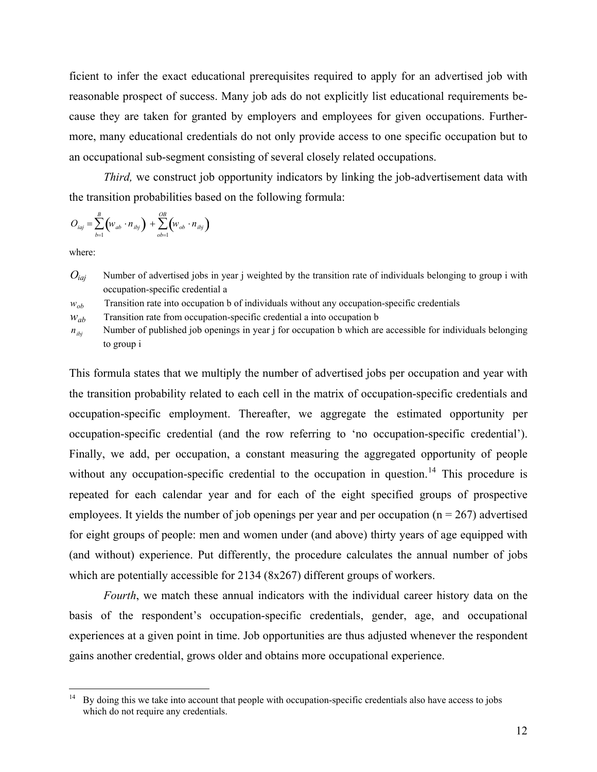ficient to infer the exact educational prerequisites required to apply for an advertised job with reasonable prospect of success. Many job ads do not explicitly list educational requirements because they are taken for granted by employers and employees for given occupations. Furthermore, many educational credentials do not only provide access to one specific occupation but to an occupational sub-segment consisting of several closely related occupations.

*Third,* we construct job opportunity indicators by linking the job-advertisement data with the transition probabilities based on the following formula:

$$O_{iaj} = \sum_{b=1}^{B} \left( w_{ab} \cdot n_{ibj} \right) + \sum_{ob=1}^{OB} \left( w_{ob} \cdot n_{ibj} \right)$$

where:

- $O_{iaj}$ Number of advertised jobs in year j weighted by the transition rate of individuals belonging to group i with occupation-specific credential a
- $w_{ob}$ Transition rate into occupation b of individuals without any occupation-specific credentials
- $w_{ab}$ Transition rate from occupation-specific credential a into occupation b
- $n_{ibj}$ Number of published job openings in year j for occupation b which are accessible for individuals belonging to group i

This formula states that we multiply the number of advertised jobs per occupation and year with the transition probability related to each cell in the matrix of occupation-specific credentials and occupation-specific employment. Thereafter, we aggregate the estimated opportunity per occupation-specific credential (and the row referring to 'no occupation-specific credential'). Finally, we add, per occupation, a constant measuring the aggregated opportunity of people without any occupation-specific credential to the occupation in question.[14] This procedure is repeated for each calendar year and for each of the eight specified groups of prospective employees. It yields the number of job openings per year and per occupation (n = 267) advertised for eight groups of people: men and women under (and above) thirty years of age equipped with (and without) experience. Put differently, the procedure calculates the annual number of jobs which are potentially accessible for 2134 (8x267) different groups of workers.

*Fourth*, we match these annual indicators with the individual career history data on the basis of the respondent's occupation-specific credentials, gender, age, and occupational experiences at a given point in time. Job opportunities are thus adjusted whenever the respondent gains another credential, grows older and obtains more occupational experience.

[14] By doing this we take into account that people with occupation-specific credentials also have access to jobs which do not require any credentials.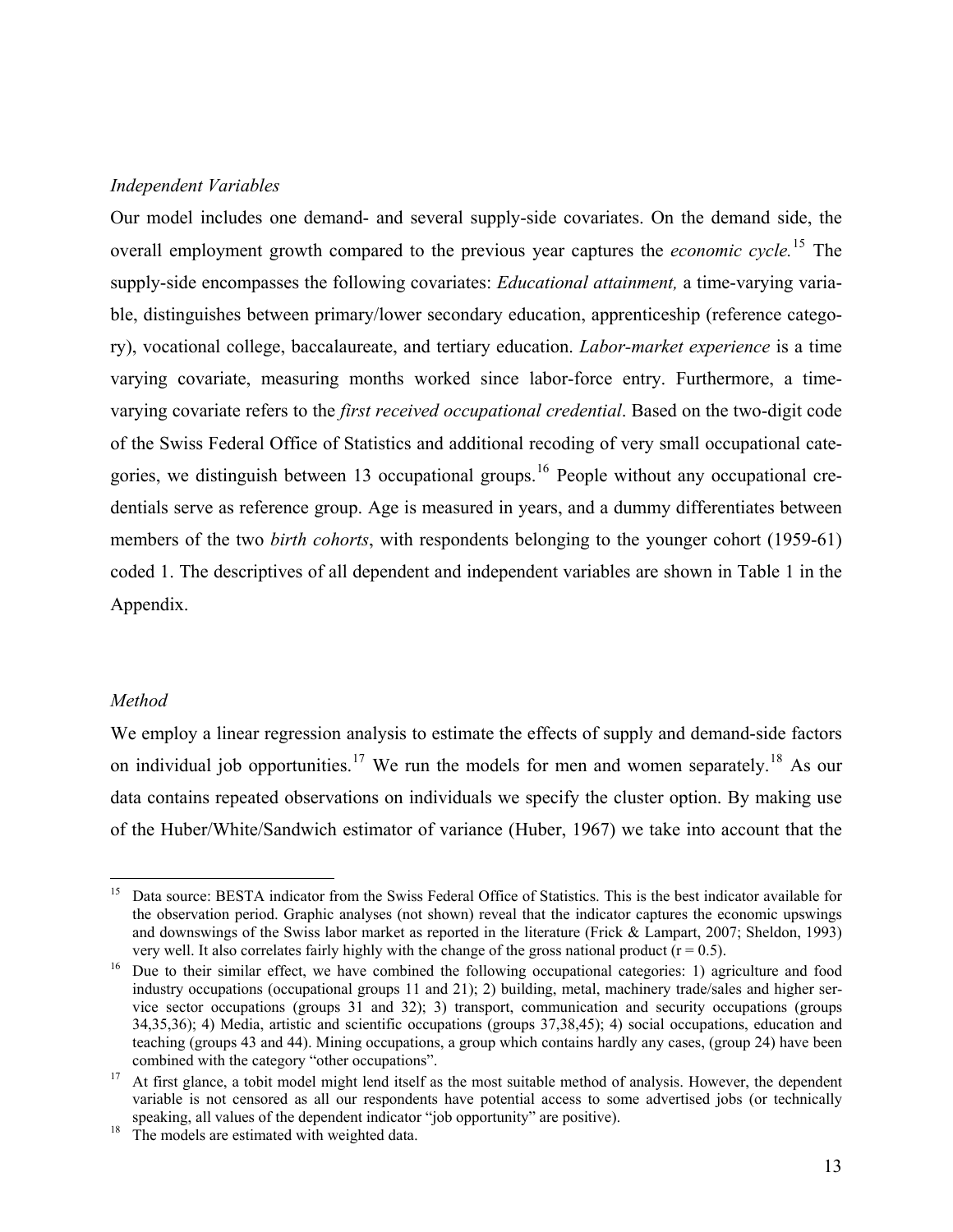*Independent Variables*

Our model includes one demand- and several supply-side covariates. On the demand side, the overall employment growth compared to the previous year captures the *economic cycle.*[15] The supply-side encompasses the following covariates: *Educational attainment,* a time-varying variable, distinguishes between primary/lower secondary education, apprenticeship (reference category), vocational college, baccalaureate, and tertiary education. *Labor-market experience* is a time varying covariate, measuring months worked since labor-force entry. Furthermore, a time-varying covariate refers to the *first received occupational credential*. Based on the two-digit code of the Swiss Federal Office of Statistics and additional recoding of very small occupational categories, we distinguish between 13 occupational groups.[16] People without any occupational credentials serve as reference group. Age is measured in years, and a dummy differentiates between members of the two *birth cohorts*, with respondents belonging to the younger cohort (1959-61) coded 1. The descriptives of all dependent and independent variables are shown in Table 1 in the Appendix.

*Method*

We employ a linear regression analysis to estimate the effects of supply and demand-side factors on individual job opportunities.[17] We run the models for men and women separately.[18] As our data contains repeated observations on individuals we specify the cluster option. By making use of the Huber/White/Sandwich estimator of variance (Huber, 1967) we take into account that the

---

[15] Data source: BESTA indicator from the Swiss Federal Office of Statistics. This is the best indicator available for the observation period. Graphic analyses (not shown) reveal that the indicator captures the economic upswings and downswings of the Swiss labor market as reported in the literature (Frick & Lampart, 2007; Sheldon, 1993) very well. It also correlates fairly highly with the change of the gross national product ($r = 0.5$).

[16] Due to their similar effect, we have combined the following occupational categories: 1) agriculture and food industry occupations (occupational groups 11 and 21); 2) building, metal, machinery trade/sales and higher service sector occupations (groups 31 and 32); 3) transport, communication and security occupations (groups 34,35,36); 4) Media, artistic and scientific occupations (groups 37,38,45); 4) social occupations, education and teaching (groups 43 and 44). Mining occupations, a group which contains hardly any cases, (group 24) have been combined with the category "other occupations".

[17] At first glance, a tobit model might lend itself as the most suitable method of analysis. However, the dependent variable is not censored as all our respondents have potential access to some advertised jobs (or technically speaking, all values of the dependent indicator "job opportunity" are positive).

[18] The models are estimated with weighted data.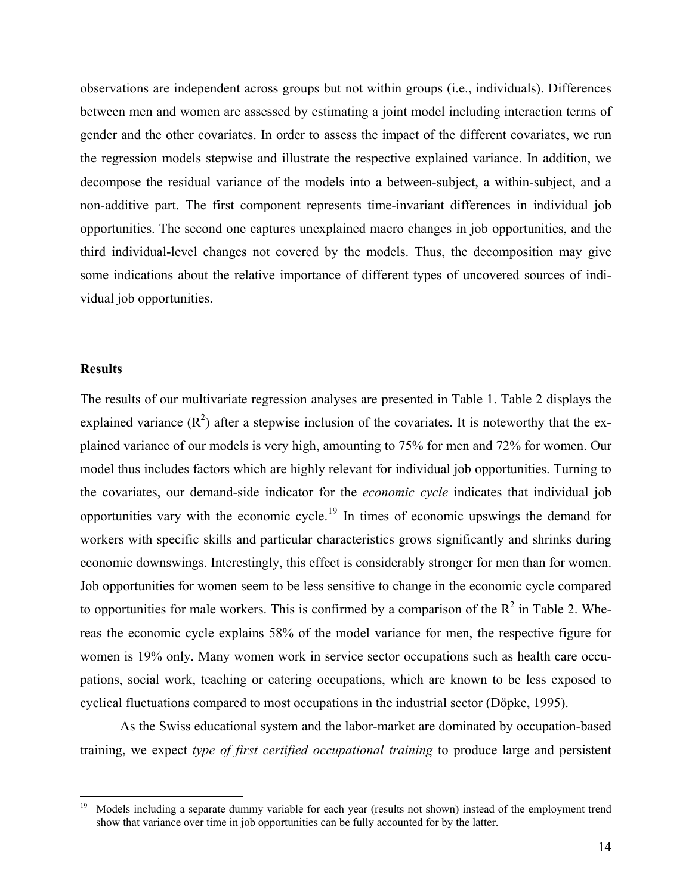observations are independent across groups but not within groups (i.e., individuals). Differences between men and women are assessed by estimating a joint model including interaction terms of gender and the other covariates. In order to assess the impact of the different covariates, we run the regression models stepwise and illustrate the respective explained variance. In addition, we decompose the residual variance of the models into a between-subject, a within-subject, and a non-additive part. The first component represents time-invariant differences in individual job opportunities. The second one captures unexplained macro changes in job opportunities, and the third individual-level changes not covered by the models. Thus, the decomposition may give some indications about the relative importance of different types of uncovered sources of individual job opportunities.

## Results

The results of our multivariate regression analyses are presented in Table 1. Table 2 displays the explained variance ($R^2$) after a stepwise inclusion of the covariates. It is noteworthy that the explained variance of our models is very high, amounting to 75% for men and 72% for women. Our model thus includes factors which are highly relevant for individual job opportunities. Turning to the covariates, our demand-side indicator for the *economic cycle* indicates that individual job opportunities vary with the economic cycle.[19] In times of economic upswings the demand for workers with specific skills and particular characteristics grows significantly and shrinks during economic downswings. Interestingly, this effect is considerably stronger for men than for women. Job opportunities for women seem to be less sensitive to change in the economic cycle compared to opportunities for male workers. This is confirmed by a comparison of the $R^2$ in Table 2. Whereas the economic cycle explains 58% of the model variance for men, the respective figure for women is 19% only. Many women work in service sector occupations such as health care occupations, social work, teaching or catering occupations, which are known to be less exposed to cyclical fluctuations compared to most occupations in the industrial sector (Döpke, 1995).

As the Swiss educational system and the labor-market are dominated by occupation-based training, we expect *type of first certified occupational training* to produce large and persistent

[19] Models including a separate dummy variable for each year (results not shown) instead of the employment trend show that variance over time in job opportunities can be fully accounted for by the latter.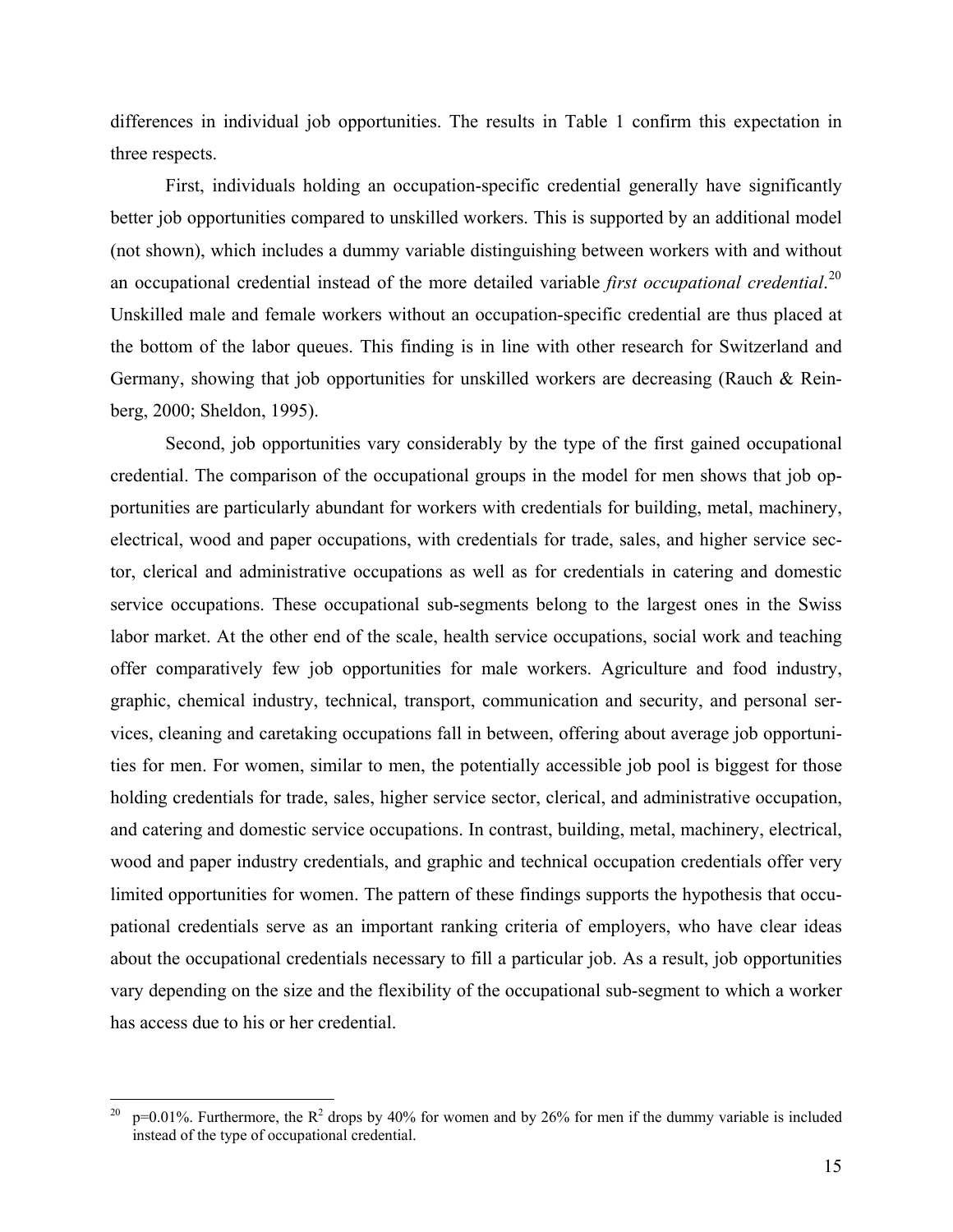differences in individual job opportunities. The results in Table 1 confirm this expectation in three respects.

First, individuals holding an occupation-specific credential generally have significantly better job opportunities compared to unskilled workers. This is supported by an additional model (not shown), which includes a dummy variable distinguishing between workers with and without an occupational credential instead of the more detailed variable *first occupational credential*.[20] Unskilled male and female workers without an occupation-specific credential are thus placed at the bottom of the labor queues. This finding is in line with other research for Switzerland and Germany, showing that job opportunities for unskilled workers are decreasing (Rauch & Reinberg, 2000; Sheldon, 1995).

Second, job opportunities vary considerably by the type of the first gained occupational credential. The comparison of the occupational groups in the model for men shows that job opportunities are particularly abundant for workers with credentials for building, metal, machinery, electrical, wood and paper occupations, with credentials for trade, sales, and higher service sector, clerical and administrative occupations as well as for credentials in catering and domestic service occupations. These occupational sub-segments belong to the largest ones in the Swiss labor market. At the other end of the scale, health service occupations, social work and teaching offer comparatively few job opportunities for male workers. Agriculture and food industry, graphic, chemical industry, technical, transport, communication and security, and personal services, cleaning and caretaking occupations fall in between, offering about average job opportunities for men. For women, similar to men, the potentially accessible job pool is biggest for those holding credentials for trade, sales, higher service sector, clerical, and administrative occupation, and catering and domestic service occupations. In contrast, building, metal, machinery, electrical, wood and paper industry credentials, and graphic and technical occupation credentials offer very limited opportunities for women. The pattern of these findings supports the hypothesis that occupational credentials serve as an important ranking criteria of employers, who have clear ideas about the occupational credentials necessary to fill a particular job. As a result, job opportunities vary depending on the size and the flexibility of the occupational sub-segment to which a worker has access due to his or her credential.

---

[20] p=0.01%. Furthermore, the $R^2$ drops by 40% for women and by 26% for men if the dummy variable is included instead of the type of occupational credential.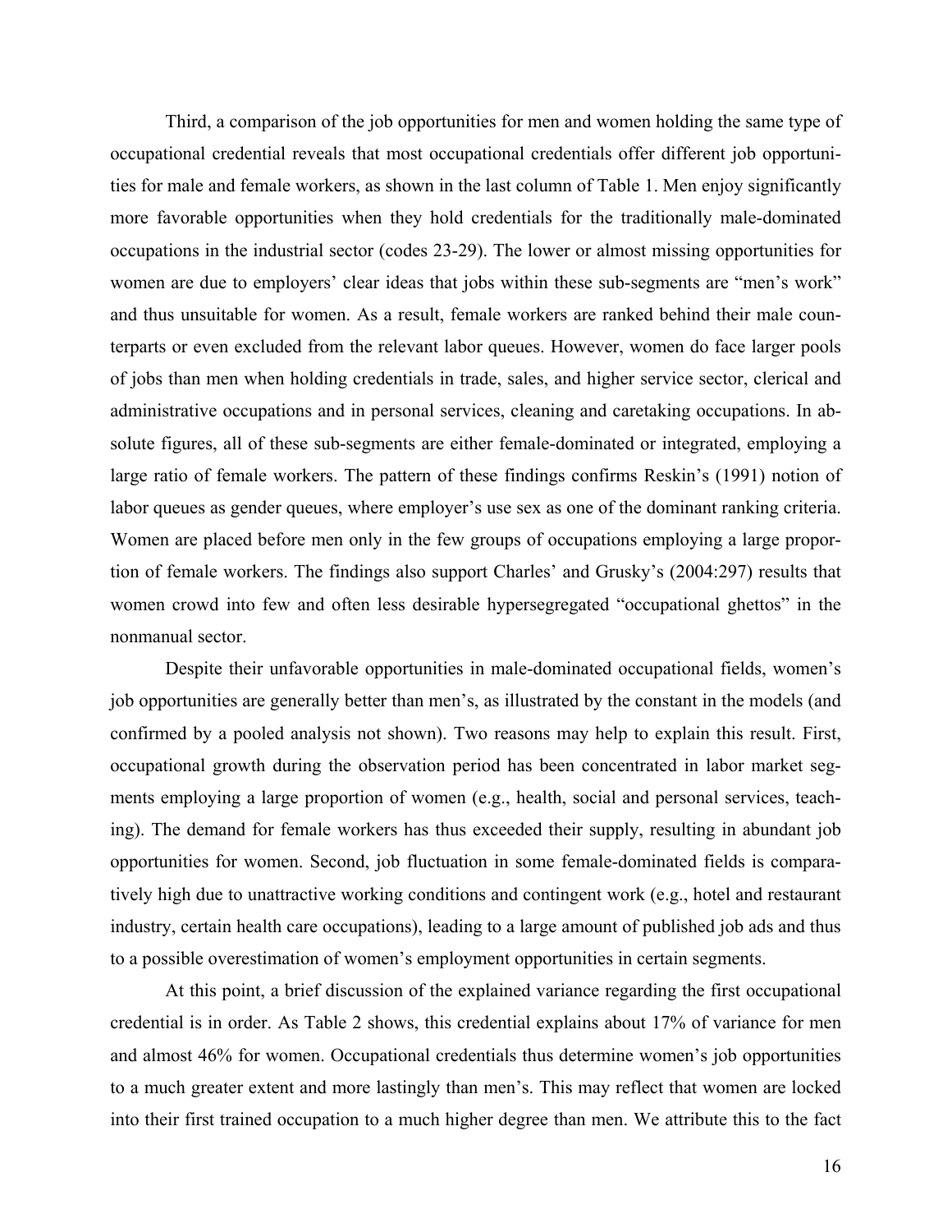Third, a comparison of the job opportunities for men and women holding the same type of occupational credential reveals that most occupational credentials offer different job opportunities for male and female workers, as shown in the last column of Table 1. Men enjoy significantly more favorable opportunities when they hold credentials for the traditionally male-dominated occupations in the industrial sector (codes 23-29). The lower or almost missing opportunities for women are due to employers' clear ideas that jobs within these sub-segments are "men's work" and thus unsuitable for women. As a result, female workers are ranked behind their male counterparts or even excluded from the relevant labor queues. However, women do face larger pools of jobs than men when holding credentials in trade, sales, and higher service sector, clerical and administrative occupations and in personal services, cleaning and caretaking occupations. In absolute figures, all of these sub-segments are either female-dominated or integrated, employing a large ratio of female workers. The pattern of these findings confirms Reskin's (1991) notion of labor queues as gender queues, where employer's use sex as one of the dominant ranking criteria. Women are placed before men only in the few groups of occupations employing a large proportion of female workers. The findings also support Charles' and Grusky's (2004:297) results that women crowd into few and often less desirable hypersegregated "occupational ghettos" in the nonmanual sector.

Despite their unfavorable opportunities in male-dominated occupational fields, women's job opportunities are generally better than men's, as illustrated by the constant in the models (and confirmed by a pooled analysis not shown). Two reasons may help to explain this result. First, occupational growth during the observation period has been concentrated in labor market segments employing a large proportion of women (e.g., health, social and personal services, teaching). The demand for female workers has thus exceeded their supply, resulting in abundant job opportunities for women. Second, job fluctuation in some female-dominated fields is comparatively high due to unattractive working conditions and contingent work (e.g., hotel and restaurant industry, certain health care occupations), leading to a large amount of published job ads and thus to a possible overestimation of women's employment opportunities in certain segments.

At this point, a brief discussion of the explained variance regarding the first occupational credential is in order. As Table 2 shows, this credential explains about 17% of variance for men and almost 46% for women. Occupational credentials thus determine women's job opportunities to a much greater extent and more lastingly than men's. This may reflect that women are locked into their first trained occupation to a much higher degree than men. We attribute this to the fact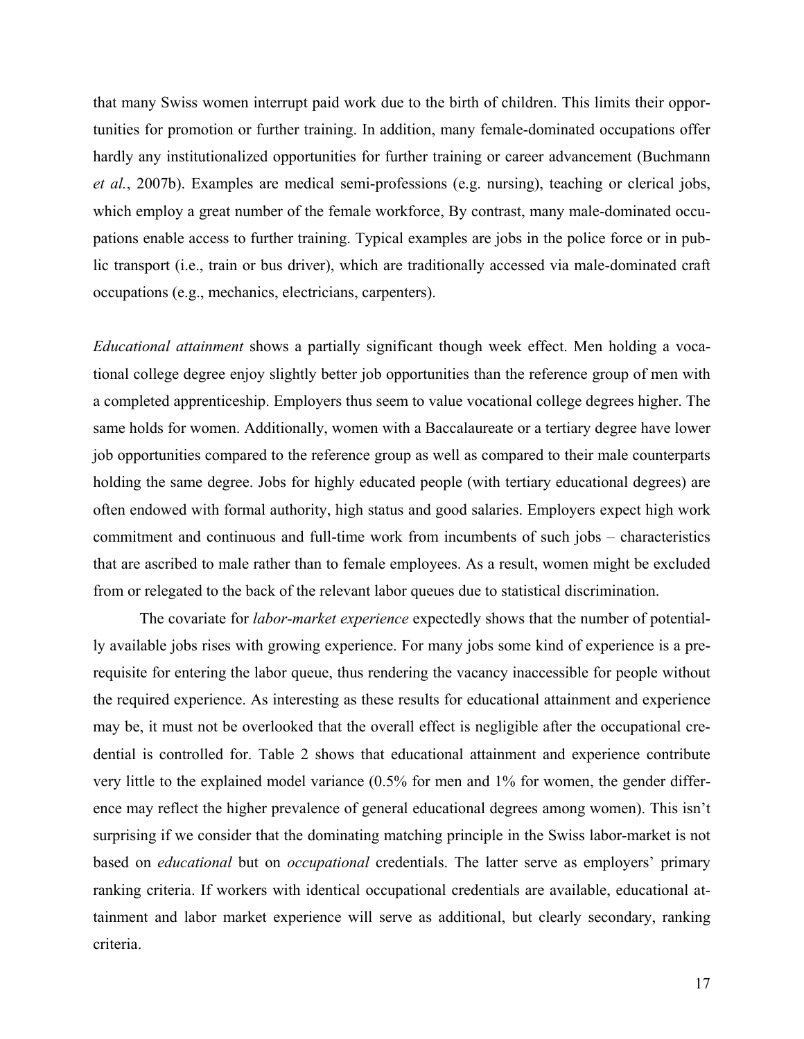that many Swiss women interrupt paid work due to the birth of children. This limits their opportunities for promotion or further training. In addition, many female-dominated occupations offer hardly any institutionalized opportunities for further training or career advancement (Buchmann *et al.*, 2007b). Examples are medical semi-professions (e.g. nursing), teaching or clerical jobs, which employ a great number of the female workforce, By contrast, many male-dominated occupations enable access to further training. Typical examples are jobs in the police force or in public transport (i.e., train or bus driver), which are traditionally accessed via male-dominated craft occupations (e.g., mechanics, electricians, carpenters).

*Educational attainment* shows a partially significant though week effect. Men holding a vocational college degree enjoy slightly better job opportunities than the reference group of men with a completed apprenticeship. Employers thus seem to value vocational college degrees higher. The same holds for women. Additionally, women with a Baccalaureate or a tertiary degree have lower job opportunities compared to the reference group as well as compared to their male counterparts holding the same degree. Jobs for highly educated people (with tertiary educational degrees) are often endowed with formal authority, high status and good salaries. Employers expect high work commitment and continuous and full-time work from incumbents of such jobs – characteristics that are ascribed to male rather than to female employees. As a result, women might be excluded from or relegated to the back of the relevant labor queues due to statistical discrimination.

The covariate for *labor-market experience* expectedly shows that the number of potentially available jobs rises with growing experience. For many jobs some kind of experience is a prerequisite for entering the labor queue, thus rendering the vacancy inaccessible for people without the required experience. As interesting as these results for educational attainment and experience may be, it must not be overlooked that the overall effect is negligible after the occupational credential is controlled for. Table 2 shows that educational attainment and experience contribute very little to the explained model variance (0.5% for men and 1% for women, the gender difference may reflect the higher prevalence of general educational degrees among women). This isn't surprising if we consider that the dominating matching principle in the Swiss labor-market is not based on *educational* but on *occupational* credentials. The latter serve as employers' primary ranking criteria. If workers with identical occupational credentials are available, educational attainment and labor market experience will serve as additional, but clearly secondary, ranking criteria.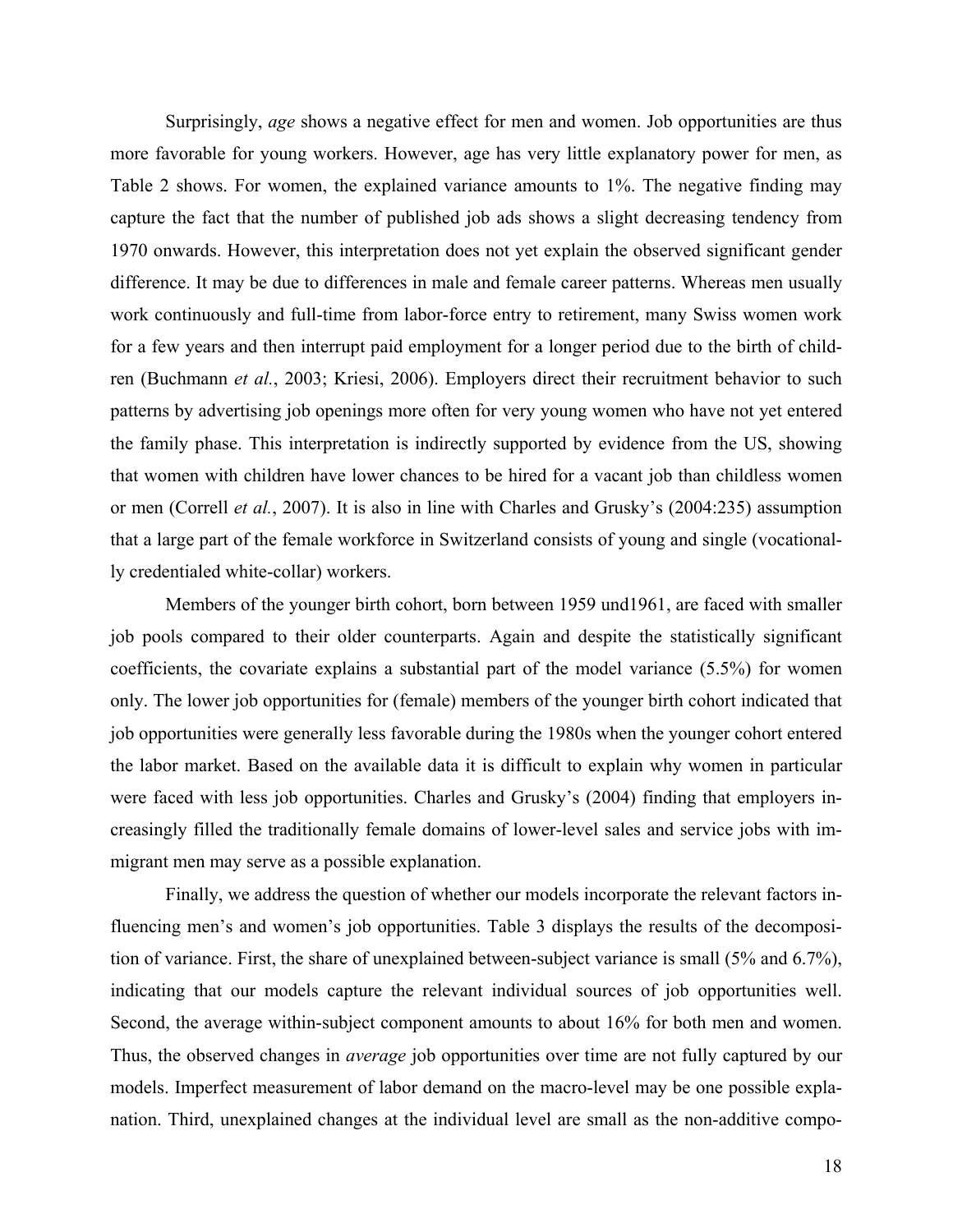Surprisingly, *age* shows a negative effect for men and women. Job opportunities are thus more favorable for young workers. However, age has very little explanatory power for men, as Table 2 shows. For women, the explained variance amounts to 1%. The negative finding may capture the fact that the number of published job ads shows a slight decreasing tendency from 1970 onwards. However, this interpretation does not yet explain the observed significant gender difference. It may be due to differences in male and female career patterns. Whereas men usually work continuously and full-time from labor-force entry to retirement, many Swiss women work for a few years and then interrupt paid employment for a longer period due to the birth of children (Buchmann *et al.*, 2003; Kriesi, 2006). Employers direct their recruitment behavior to such patterns by advertising job openings more often for very young women who have not yet entered the family phase. This interpretation is indirectly supported by evidence from the US, showing that women with children have lower chances to be hired for a vacant job than childless women or men (Correll *et al.*, 2007). It is also in line with Charles and Grusky's (2004:235) assumption that a large part of the female workforce in Switzerland consists of young and single (vocationally credentialed white-collar) workers.

Members of the younger birth cohort, born between 1959 und1961, are faced with smaller job pools compared to their older counterparts. Again and despite the statistically significant coefficients, the covariate explains a substantial part of the model variance (5.5%) for women only. The lower job opportunities for (female) members of the younger birth cohort indicated that job opportunities were generally less favorable during the 1980s when the younger cohort entered the labor market. Based on the available data it is difficult to explain why women in particular were faced with less job opportunities. Charles and Grusky's (2004) finding that employers increasingly filled the traditionally female domains of lower-level sales and service jobs with immigrant men may serve as a possible explanation.

Finally, we address the question of whether our models incorporate the relevant factors influencing men's and women's job opportunities. Table 3 displays the results of the decomposition of variance. First, the share of unexplained between-subject variance is small (5% and 6.7%), indicating that our models capture the relevant individual sources of job opportunities well. Second, the average within-subject component amounts to about 16% for both men and women. Thus, the observed changes in *average* job opportunities over time are not fully captured by our models. Imperfect measurement of labor demand on the macro-level may be one possible explanation. Third, unexplained changes at the individual level are small as the non-additive compo-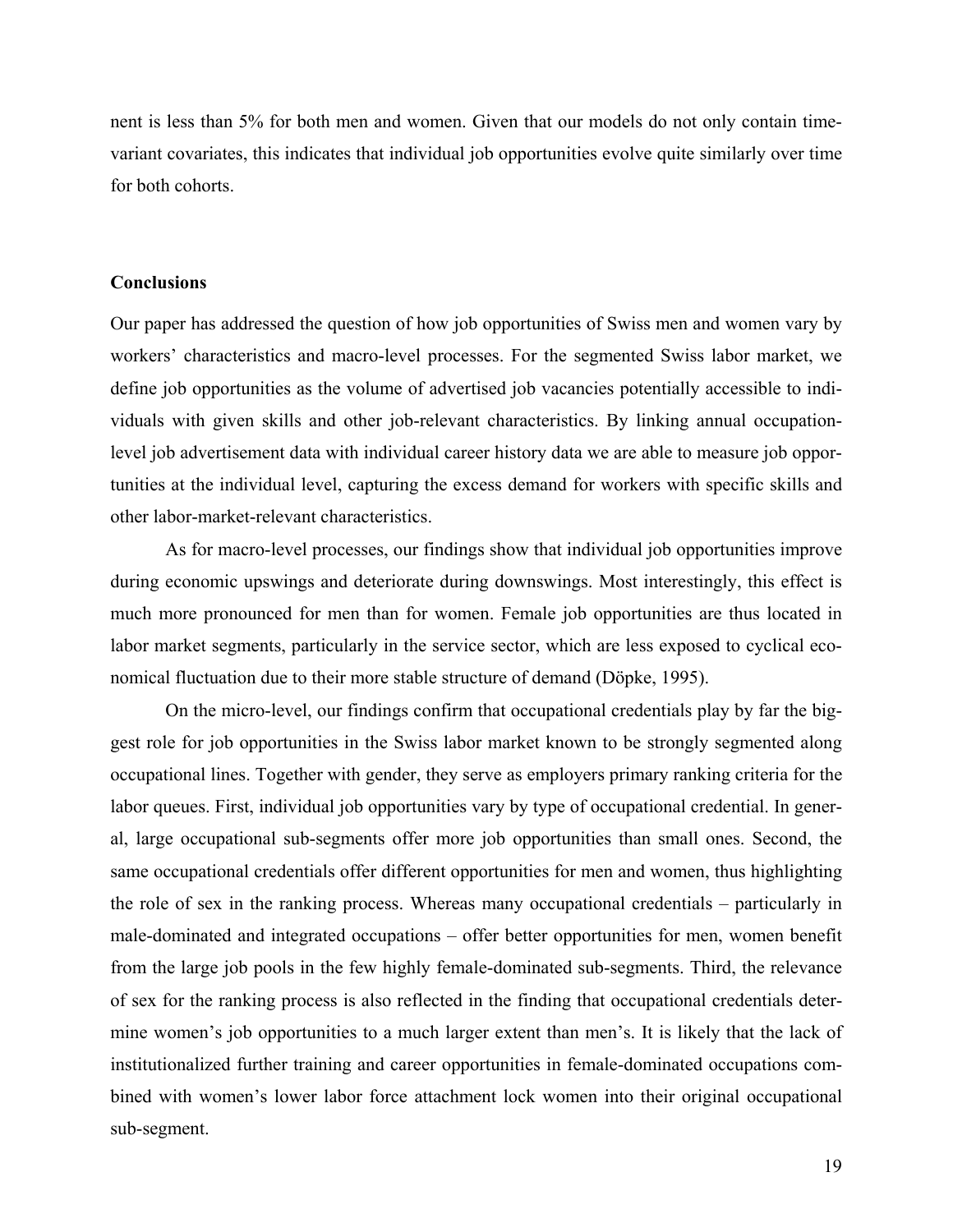nent is less than 5% for both men and women. Given that our models do not only contain time-variant covariates, this indicates that individual job opportunities evolve quite similarly over time for both cohorts.

## Conclusions

Our paper has addressed the question of how job opportunities of Swiss men and women vary by workers' characteristics and macro-level processes. For the segmented Swiss labor market, we define job opportunities as the volume of advertised job vacancies potentially accessible to individuals with given skills and other job-relevant characteristics. By linking annual occupation-level job advertisement data with individual career history data we are able to measure job opportunities at the individual level, capturing the excess demand for workers with specific skills and other labor-market-relevant characteristics.

As for macro-level processes, our findings show that individual job opportunities improve during economic upswings and deteriorate during downswings. Most interestingly, this effect is much more pronounced for men than for women. Female job opportunities are thus located in labor market segments, particularly in the service sector, which are less exposed to cyclical economical fluctuation due to their more stable structure of demand (Döpke, 1995).

On the micro-level, our findings confirm that occupational credentials play by far the biggest role for job opportunities in the Swiss labor market known to be strongly segmented along occupational lines. Together with gender, they serve as employers primary ranking criteria for the labor queues. First, individual job opportunities vary by type of occupational credential. In general, large occupational sub-segments offer more job opportunities than small ones. Second, the same occupational credentials offer different opportunities for men and women, thus highlighting the role of sex in the ranking process. Whereas many occupational credentials – particularly in male-dominated and integrated occupations – offer better opportunities for men, women benefit from the large job pools in the few highly female-dominated sub-segments. Third, the relevance of sex for the ranking process is also reflected in the finding that occupational credentials determine women's job opportunities to a much larger extent than men's. It is likely that the lack of institutionalized further training and career opportunities in female-dominated occupations combined with women's lower labor force attachment lock women into their original occupational sub-segment.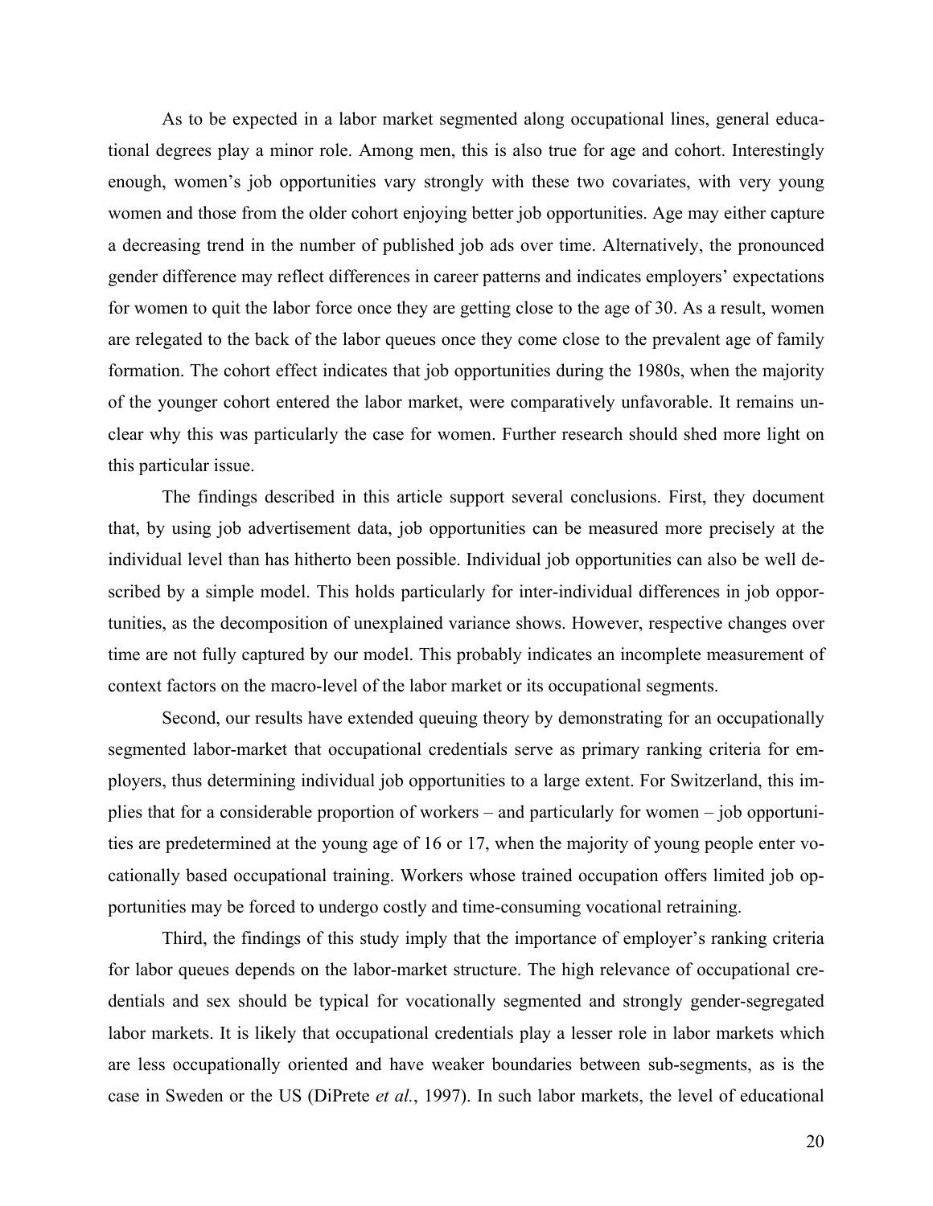As to be expected in a labor market segmented along occupational lines, general educational degrees play a minor role. Among men, this is also true for age and cohort. Interestingly enough, women's job opportunities vary strongly with these two covariates, with very young women and those from the older cohort enjoying better job opportunities. Age may either capture a decreasing trend in the number of published job ads over time. Alternatively, the pronounced gender difference may reflect differences in career patterns and indicates employers' expectations for women to quit the labor force once they are getting close to the age of 30. As a result, women are relegated to the back of the labor queues once they come close to the prevalent age of family formation. The cohort effect indicates that job opportunities during the 1980s, when the majority of the younger cohort entered the labor market, were comparatively unfavorable. It remains unclear why this was particularly the case for women. Further research should shed more light on this particular issue.

The findings described in this article support several conclusions. First, they document that, by using job advertisement data, job opportunities can be measured more precisely at the individual level than has hitherto been possible. Individual job opportunities can also be well described by a simple model. This holds particularly for inter-individual differences in job opportunities, as the decomposition of unexplained variance shows. However, respective changes over time are not fully captured by our model. This probably indicates an incomplete measurement of context factors on the macro-level of the labor market or its occupational segments.

Second, our results have extended queuing theory by demonstrating for an occupationally segmented labor-market that occupational credentials serve as primary ranking criteria for employers, thus determining individual job opportunities to a large extent. For Switzerland, this implies that for a considerable proportion of workers – and particularly for women – job opportunities are predetermined at the young age of 16 or 17, when the majority of young people enter vocationally based occupational training. Workers whose trained occupation offers limited job opportunities may be forced to undergo costly and time-consuming vocational retraining.

Third, the findings of this study imply that the importance of employer's ranking criteria for labor queues depends on the labor-market structure. The high relevance of occupational credentials and sex should be typical for vocationally segmented and strongly gender-segregated labor markets. It is likely that occupational credentials play a lesser role in labor markets which are less occupationally oriented and have weaker boundaries between sub-segments, as is the case in Sweden or the US (DiPrete *et al.*, 1997). In such labor markets, the level of educational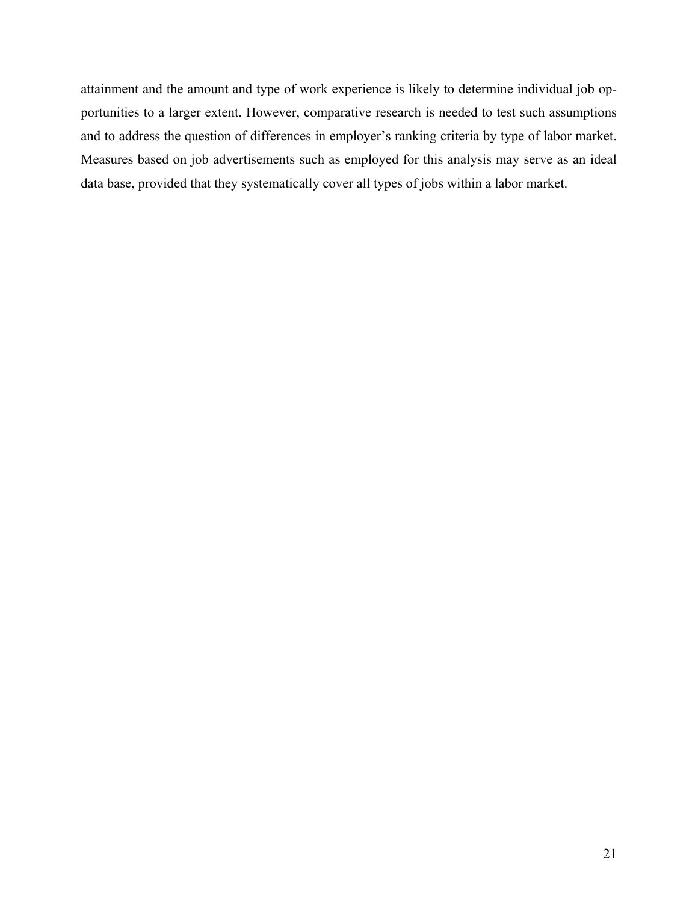attainment and the amount and type of work experience is likely to determine individual job opportunities to a larger extent. However, comparative research is needed to test such assumptions and to address the question of differences in employer's ranking criteria by type of labor market. Measures based on job advertisements such as employed for this analysis may serve as an ideal data base, provided that they systematically cover all types of jobs within a labor market.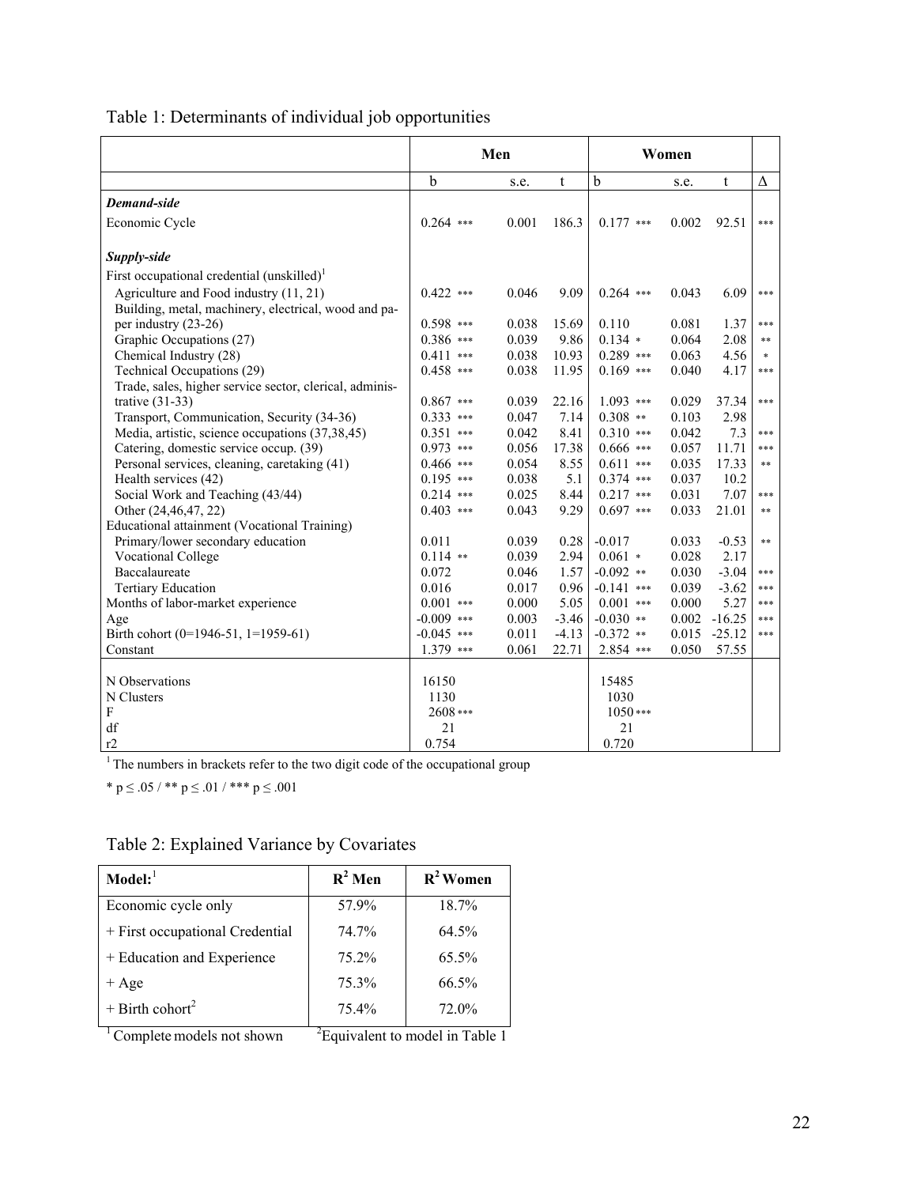Table 1: Determinants of individual job opportunities

| | Men | | | Women | | | |
|---|---|---|---|---|---|---|---|
| | b | s.e. | t | b | s.e. | t | Δ |
| ***Demand-side*** | | | | | | | |
| Economic Cycle | 0.264 *** | 0.001 | 186.3 | 0.177 *** | 0.002 | 92.51 | *** |
| ***Supply-side*** | | | | | | | |
| First occupational credential (unskilled)[1] | | | | | | | |
| Agriculture and Food industry (11, 21) | 0.422 *** | 0.046 | 9.09 | 0.264 *** | 0.043 | 6.09 | *** |
| Building, metal, machinery, electrical, wood and paper industry (23-26) | 0.598 *** | 0.038 | 15.69 | 0.110 | 0.081 | 1.37 | *** |
| Graphic Occupations (27) | 0.386 *** | 0.039 | 9.86 | 0.134 * | 0.064 | 2.08 | ** |
| Chemical Industry (28) | 0.411 *** | 0.038 | 10.93 | 0.289 *** | 0.063 | 4.56 | * |
| Technical Occupations (29) | 0.458 *** | 0.038 | 11.95 | 0.169 *** | 0.040 | 4.17 | *** |
| Trade, sales, higher service sector, clerical, administrative (31-33) | 0.867 *** | 0.039 | 22.16 | 1.093 *** | 0.029 | 37.34 | *** |
| Transport, Communication, Security (34-36) | 0.333 *** | 0.047 | 7.14 | 0.308 ** | 0.103 | 2.98 | |
| Media, artistic, science occupations (37,38,45) | 0.351 *** | 0.042 | 8.41 | 0.310 *** | 0.042 | 7.3 | *** |
| Catering, domestic service occup. (39) | 0.973 *** | 0.056 | 17.38 | 0.666 *** | 0.057 | 11.71 | *** |
| Personal services, cleaning, caretaking (41) | 0.466 *** | 0.054 | 8.55 | 0.611 *** | 0.035 | 17.33 | ** |
| Health services (42) | 0.195 *** | 0.038 | 5.1 | 0.374 *** | 0.037 | 10.2 | |
| Social Work and Teaching (43/44) | 0.214 *** | 0.025 | 8.44 | 0.217 *** | 0.031 | 7.07 | *** |
| Other (24,46,47, 22) | 0.403 *** | 0.043 | 9.29 | 0.697 *** | 0.033 | 21.01 | ** |
| Educational attainment (Vocational Training) | | | | | | | |
| Primary/lower secondary education | 0.011 | 0.039 | 0.28 | -0.017 | 0.033 | -0.53 | ** |
| Vocational College | 0.114 ** | 0.039 | 2.94 | 0.061 * | 0.028 | 2.17 | |
| Baccalaureate | 0.072 | 0.046 | 1.57 | -0.092 ** | 0.030 | -3.04 | *** |
| Tertiary Education | 0.016 | 0.017 | 0.96 | -0.141 *** | 0.039 | -3.62 | *** |
| Months of labor-market experience | 0.001 *** | 0.000 | 5.05 | 0.001 *** | 0.000 | 5.27 | *** |
| Age | -0.009 *** | 0.003 | -3.46 | -0.030 ** | 0.002 | -16.25 | *** |
| Birth cohort (0=1946-51, 1=1959-61) | -0.045 *** | 0.011 | -4.13 | -0.372 ** | 0.015 | -25.12 | *** |
| Constant | 1.379 *** | 0.061 | 22.71 | 2.854 *** | 0.050 | 57.55 | |
| N Observations | 16150 | | | 15485 | | | |
| N Clusters | 1130 | | | 1030 | | | |
| F | 2608 *** | | | 1050 *** | | | |
| df | 21 | | | 21 | | | |
| r2 | 0.754 | | | 0.720 | | | |

[1] The numbers in brackets refer to the two digit code of the occupational group

* p ≤ .05 / ** p ≤ .01 / *** p ≤ .001

Table 2: Explained Variance by Covariates

| Model:[1] | $R^2$ Men | $R^2$ Women |
|---|---|---|
| Economic cycle only | 57.9% | 18.7% |
| + First occupational Credential | 74.7% | 64.5% |
| + Education and Experience | 75.2% | 65.5% |
| + Age | 75.3% | 66.5% |
| + Birth cohort[2] | 75.4% | 72.0% |

[1] Complete models not shown [2] Equivalent to model in Table 1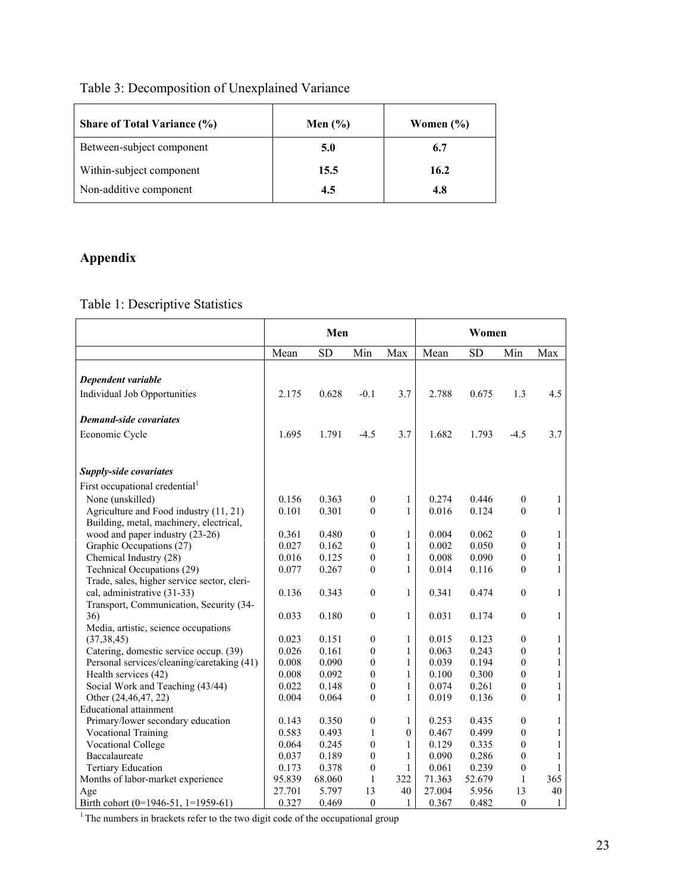Table 3: Decomposition of Unexplained Variance

| Share of Total Variance (%) | Men (%) | Women (%) |
|---|---|---|
| Between-subject component | **5.0** | **6.7** |
| Within-subject component | **15.5** | **16.2** |
| Non-additive component | **4.5** | **4.8** |

## Appendix

Table 1: Descriptive Statistics

| | Men | | | | Women | | | |
|---|---|---|---|---|---|---|---|---|
| | Mean | SD | Min | Max | Mean | SD | Min | Max |
| ***Dependent variable*** | | | | | | | | |
| Individual Job Opportunities | 2.175 | 0.628 | -0.1 | 3.7 | 2.788 | 0.675 | 1.3 | 4.5 |
| ***Demand-side covariates*** | | | | | | | | |
| Economic Cycle | 1.695 | 1.791 | -4.5 | 3.7 | 1.682 | 1.793 | -4.5 | 3.7 |
| ***Supply-side covariates*** | | | | | | | | |
| First occupational credential[1] | | | | | | | | |
| None (unskilled) | 0.156 | 0.363 | 0 | 1 | 0.274 | 0.446 | 0 | 1 |
| Agriculture and Food industry (11, 21) | 0.101 | 0.301 | 0 | 1 | 0.016 | 0.124 | 0 | 1 |
| Building, metal, machinery, electrical, wood and paper industry (23-26) | 0.361 | 0.480 | 0 | 1 | 0.004 | 0.062 | 0 | 1 |
| Graphic Occupations (27) | 0.027 | 0.162 | 0 | 1 | 0.002 | 0.050 | 0 | 1 |
| Chemical Industry (28) | 0.016 | 0.125 | 0 | 1 | 0.008 | 0.090 | 0 | 1 |
| Technical Occupations (29) | 0.077 | 0.267 | 0 | 1 | 0.014 | 0.116 | 0 | 1 |
| Trade, sales, higher service sector, cleri-cal, administrative (31-33) | 0.136 | 0.343 | 0 | 1 | 0.341 | 0.474 | 0 | 1 |
| Transport, Communication, Security (34-36) | 0.033 | 0.180 | 0 | 1 | 0.031 | 0.174 | 0 | 1 |
| Media, artistic, science occupations (37,38,45) | 0.023 | 0.151 | 0 | 1 | 0.015 | 0.123 | 0 | 1 |
| Catering, domestic service occup. (39) | 0.026 | 0.161 | 0 | 1 | 0.063 | 0.243 | 0 | 1 |
| Personal services/cleaning/caretaking (41) | 0.008 | 0.090 | 0 | 1 | 0.039 | 0.194 | 0 | 1 |
| Health services (42) | 0.008 | 0.092 | 0 | 1 | 0.100 | 0.300 | 0 | 1 |
| Social Work and Teaching (43/44) | 0.022 | 0.148 | 0 | 1 | 0.074 | 0.261 | 0 | 1 |
| Other (24,46,47, 22) | 0.004 | 0.064 | 0 | 1 | 0.019 | 0.136 | 0 | 1 |
| Educational attainment | | | | | | | | |
| Primary/lower secondary education | 0.143 | 0.350 | 0 | 1 | 0.253 | 0.435 | 0 | 1 |
| Vocational Training | 0.583 | 0.493 | 1 | 0 | 0.467 | 0.499 | 0 | 1 |
| Vocational College | 0.064 | 0.245 | 0 | 1 | 0.129 | 0.335 | 0 | 1 |
| Baccalaureate | 0.037 | 0.189 | 0 | 1 | 0.090 | 0.286 | 0 | 1 |
| Tertiary Education | 0.173 | 0.378 | 0 | 1 | 0.061 | 0.239 | 0 | 1 |
| Months of labor-market experience | 95.839 | 68.060 | 1 | 322 | 71.363 | 52.679 | 1 | 365 |
| Age | 27.701 | 5.797 | 13 | 40 | 27.004 | 5.956 | 13 | 40 |
| Birth cohort (0=1946-51, 1=1959-61) | 0.327 | 0.469 | 0 | 1 | 0.367 | 0.482 | 0 | 1 |

[1] The numbers in brackets refer to the two digit code of the occupational group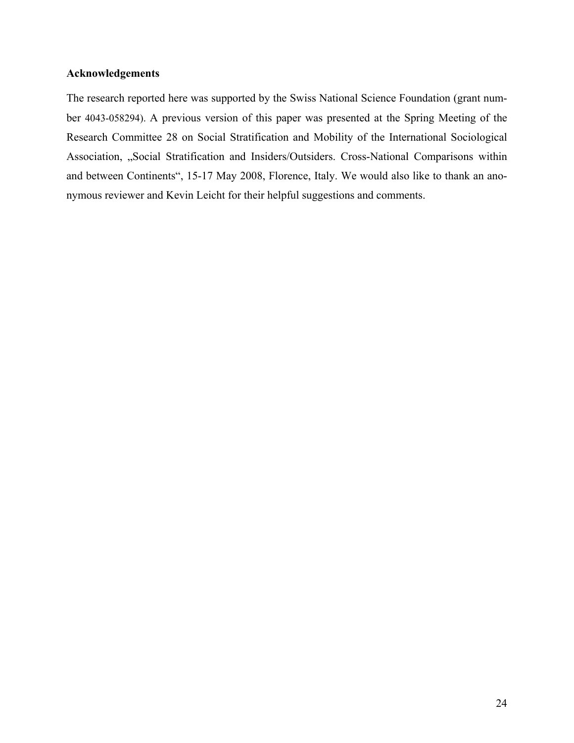**Acknowledgements**

The research reported here was supported by the Swiss National Science Foundation (grant number 4043-058294). A previous version of this paper was presented at the Spring Meeting of the Research Committee 28 on Social Stratification and Mobility of the International Sociological Association, „Social Stratification and Insiders/Outsiders. Cross-National Comparisons within and between Continents“, 15-17 May 2008, Florence, Italy. We would also like to thank an anonymous reviewer and Kevin Leicht for their helpful suggestions and comments.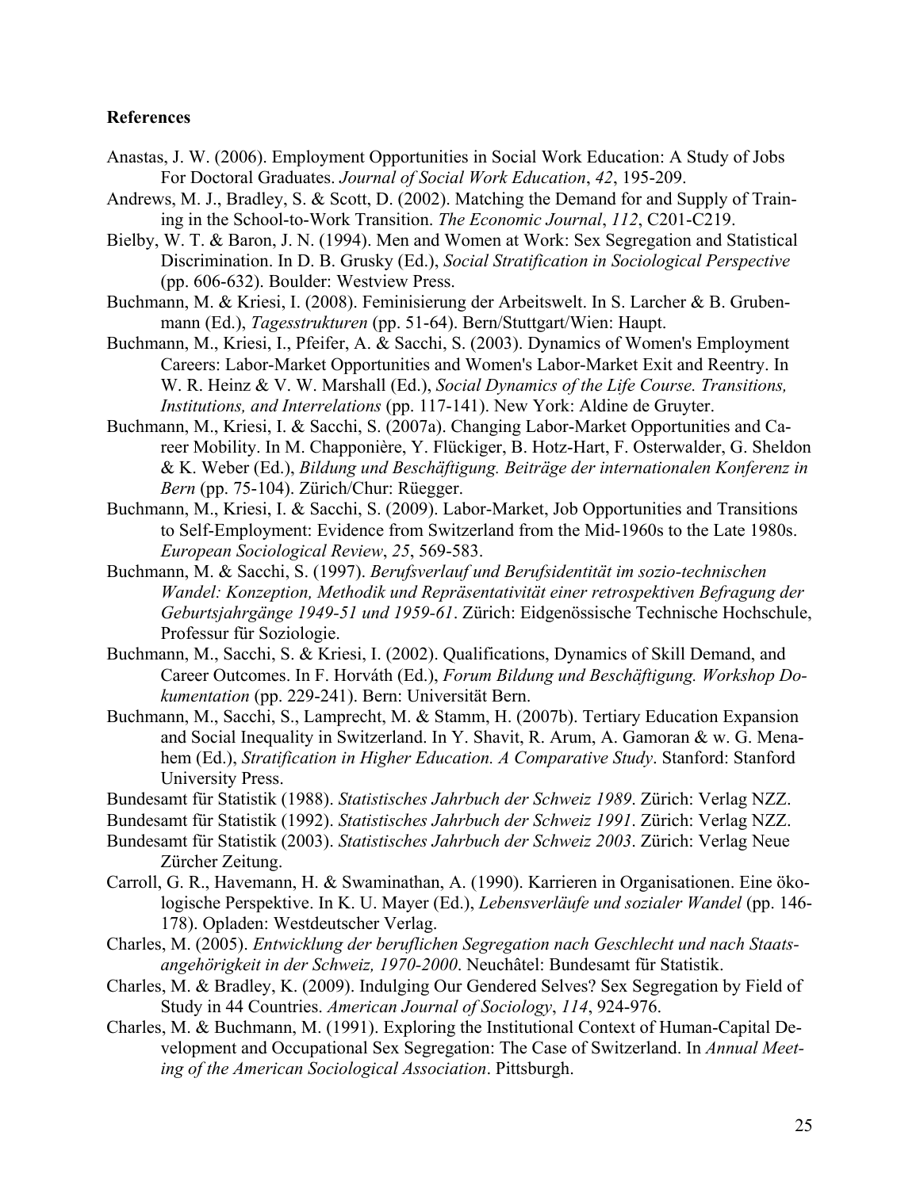**References**

Anastas, J. W. (2006). Employment Opportunities in Social Work Education: A Study of Jobs For Doctoral Graduates. *Journal of Social Work Education*, *42*, 195-209.

Andrews, M. J., Bradley, S. & Scott, D. (2002). Matching the Demand for and Supply of Training in the School-to-Work Transition. *The Economic Journal*, *112*, C201-C219.

Bielby, W. T. & Baron, J. N. (1994). Men and Women at Work: Sex Segregation and Statistical Discrimination. In D. B. Grusky (Ed.), *Social Stratification in Sociological Perspective* (pp. 606-632). Boulder: Westview Press.

Buchmann, M. & Kriesi, I. (2008). Feminisierung der Arbeitswelt. In S. Larcher & B. Grubenmann (Ed.), *Tagesstrukturen* (pp. 51-64). Bern/Stuttgart/Wien: Haupt.

Buchmann, M., Kriesi, I., Pfeifer, A. & Sacchi, S. (2003). Dynamics of Women's Employment Careers: Labor-Market Opportunities and Women's Labor-Market Exit and Reentry. In W. R. Heinz & V. W. Marshall (Ed.), *Social Dynamics of the Life Course. Transitions, Institutions, and Interrelations* (pp. 117-141). New York: Aldine de Gruyter.

Buchmann, M., Kriesi, I. & Sacchi, S. (2007a). Changing Labor-Market Opportunities and Career Mobility. In M. Chapponière, Y. Flückiger, B. Hotz-Hart, F. Osterwalder, G. Sheldon & K. Weber (Ed.), *Bildung und Beschäftigung. Beiträge der internationalen Konferenz in Bern* (pp. 75-104). Zürich/Chur: Rüegger.

Buchmann, M., Kriesi, I. & Sacchi, S. (2009). Labor-Market, Job Opportunities and Transitions to Self-Employment: Evidence from Switzerland from the Mid-1960s to the Late 1980s. *European Sociological Review*, *25*, 569-583.

Buchmann, M. & Sacchi, S. (1997). *Berufsverlauf und Berufsidentität im sozio-technischen Wandel: Konzeption, Methodik und Repräsentativität einer retrospektiven Befragung der Geburtsjahrgänge 1949-51 und 1959-61*. Zürich: Eidgenössische Technische Hochschule, Professur für Soziologie.

Buchmann, M., Sacchi, S. & Kriesi, I. (2002). Qualifications, Dynamics of Skill Demand, and Career Outcomes. In F. Horváth (Ed.), *Forum Bildung und Beschäftigung. Workshop Dokumentation* (pp. 229-241). Bern: Universität Bern.

Buchmann, M., Sacchi, S., Lamprecht, M. & Stamm, H. (2007b). Tertiary Education Expansion and Social Inequality in Switzerland. In Y. Shavit, R. Arum, A. Gamoran & w. G. Menahem (Ed.), *Stratification in Higher Education. A Comparative Study*. Stanford: Stanford University Press.

Bundesamt für Statistik (1988). *Statistisches Jahrbuch der Schweiz 1989*. Zürich: Verlag NZZ.

Bundesamt für Statistik (1992). *Statistisches Jahrbuch der Schweiz 1991*. Zürich: Verlag NZZ.

Bundesamt für Statistik (2003). *Statistisches Jahrbuch der Schweiz 2003*. Zürich: Verlag Neue Zürcher Zeitung.

Carroll, G. R., Havemann, H. & Swaminathan, A. (1990). Karrieren in Organisationen. Eine ökologische Perspektive. In K. U. Mayer (Ed.), *Lebensverläufe und sozialer Wandel* (pp. 146-178). Opladen: Westdeutscher Verlag.

Charles, M. (2005). *Entwicklung der beruflichen Segregation nach Geschlecht und nach Staatsangehörigkeit in der Schweiz, 1970-2000*. Neuchâtel: Bundesamt für Statistik.

Charles, M. & Bradley, K. (2009). Indulging Our Gendered Selves? Sex Segregation by Field of Study in 44 Countries. *American Journal of Sociology*, *114*, 924-976.

Charles, M. & Buchmann, M. (1991). Exploring the Institutional Context of Human-Capital Development and Occupational Sex Segregation: The Case of Switzerland. In *Annual Meeting of the American Sociological Association*. Pittsburgh.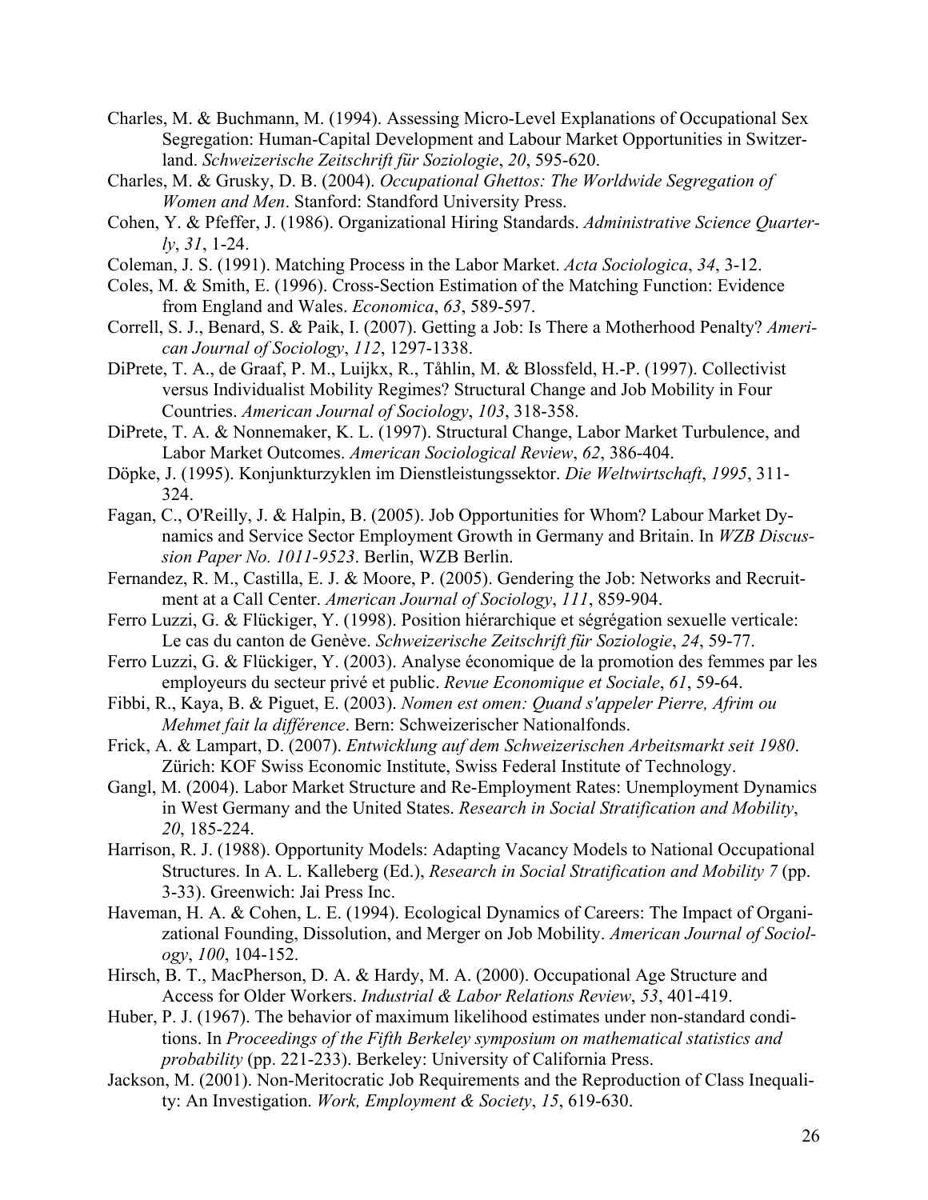Charles, M. & Buchmann, M. (1994). Assessing Micro-Level Explanations of Occupational Sex Segregation: Human-Capital Development and Labour Market Opportunities in Switzerland. *Schweizerische Zeitschrift für Soziologie*, *20*, 595-620.

Charles, M. & Grusky, D. B. (2004). *Occupational Ghettos: The Worldwide Segregation of Women and Men*. Stanford: Standford University Press.

Cohen, Y. & Pfeffer, J. (1986). Organizational Hiring Standards. *Administrative Science Quarterly*, *31*, 1-24.

Coleman, J. S. (1991). Matching Process in the Labor Market. *Acta Sociologica*, *34*, 3-12.

Coles, M. & Smith, E. (1996). Cross-Section Estimation of the Matching Function: Evidence from England and Wales. *Economica*, *63*, 589-597.

Correll, S. J., Benard, S. & Paik, I. (2007). Getting a Job: Is There a Motherhood Penalty? *American Journal of Sociology*, *112*, 1297-1338.

DiPrete, T. A., de Graaf, P. M., Luijkx, R., Tåhlin, M. & Blossfeld, H.-P. (1997). Collectivist versus Individualist Mobility Regimes? Structural Change and Job Mobility in Four Countries. *American Journal of Sociology*, *103*, 318-358.

DiPrete, T. A. & Nonnemaker, K. L. (1997). Structural Change, Labor Market Turbulence, and Labor Market Outcomes. *American Sociological Review*, *62*, 386-404.

Döpke, J. (1995). Konjunkturzyklen im Dienstleistungssektor. *Die Weltwirtschaft*, *1995*, 311-324.

Fagan, C., O'Reilly, J. & Halpin, B. (2005). Job Opportunities for Whom? Labour Market Dynamics and Service Sector Employment Growth in Germany and Britain. In *WZB Discussion Paper No. 1011-9523*. Berlin, WZB Berlin.

Fernandez, R. M., Castilla, E. J. & Moore, P. (2005). Gendering the Job: Networks and Recruitment at a Call Center. *American Journal of Sociology*, *111*, 859-904.

Ferro Luzzi, G. & Flückiger, Y. (1998). Position hiérarchique et ségrégation sexuelle verticale: Le cas du canton de Genève. *Schweizerische Zeitschrift für Soziologie*, *24*, 59-77.

Ferro Luzzi, G. & Flückiger, Y. (2003). Analyse économique de la promotion des femmes par les employeurs du secteur privé et public. *Revue Economique et Sociale*, *61*, 59-64.

Fibbi, R., Kaya, B. & Piguet, E. (2003). *Nomen est omen: Quand s'appeler Pierre, Afrim ou Mehmet fait la différence*. Bern: Schweizerischer Nationalfonds.

Frick, A. & Lampart, D. (2007). *Entwicklung auf dem Schweizerischen Arbeitsmarkt seit 1980*. Zürich: KOF Swiss Economic Institute, Swiss Federal Institute of Technology.

Gangl, M. (2004). Labor Market Structure and Re-Employment Rates: Unemployment Dynamics in West Germany and the United States. *Research in Social Stratification and Mobility*, *20*, 185-224.

Harrison, R. J. (1988). Opportunity Models: Adapting Vacancy Models to National Occupational Structures. In A. L. Kalleberg (Ed.), *Research in Social Stratification and Mobility 7* (pp. 3-33). Greenwich: Jai Press Inc.

Haveman, H. A. & Cohen, L. E. (1994). Ecological Dynamics of Careers: The Impact of Organizational Founding, Dissolution, and Merger on Job Mobility. *American Journal of Sociology*, *100*, 104-152.

Hirsch, B. T., MacPherson, D. A. & Hardy, M. A. (2000). Occupational Age Structure and Access for Older Workers. *Industrial & Labor Relations Review*, *53*, 401-419.

Huber, P. J. (1967). The behavior of maximum likelihood estimates under non-standard conditions. In *Proceedings of the Fifth Berkeley symposium on mathematical statistics and probability* (pp. 221-233). Berkeley: University of California Press.

Jackson, M. (2001). Non-Meritocratic Job Requirements and the Reproduction of Class Inequality: An Investigation. *Work, Employment & Society*, *15*, 619-630.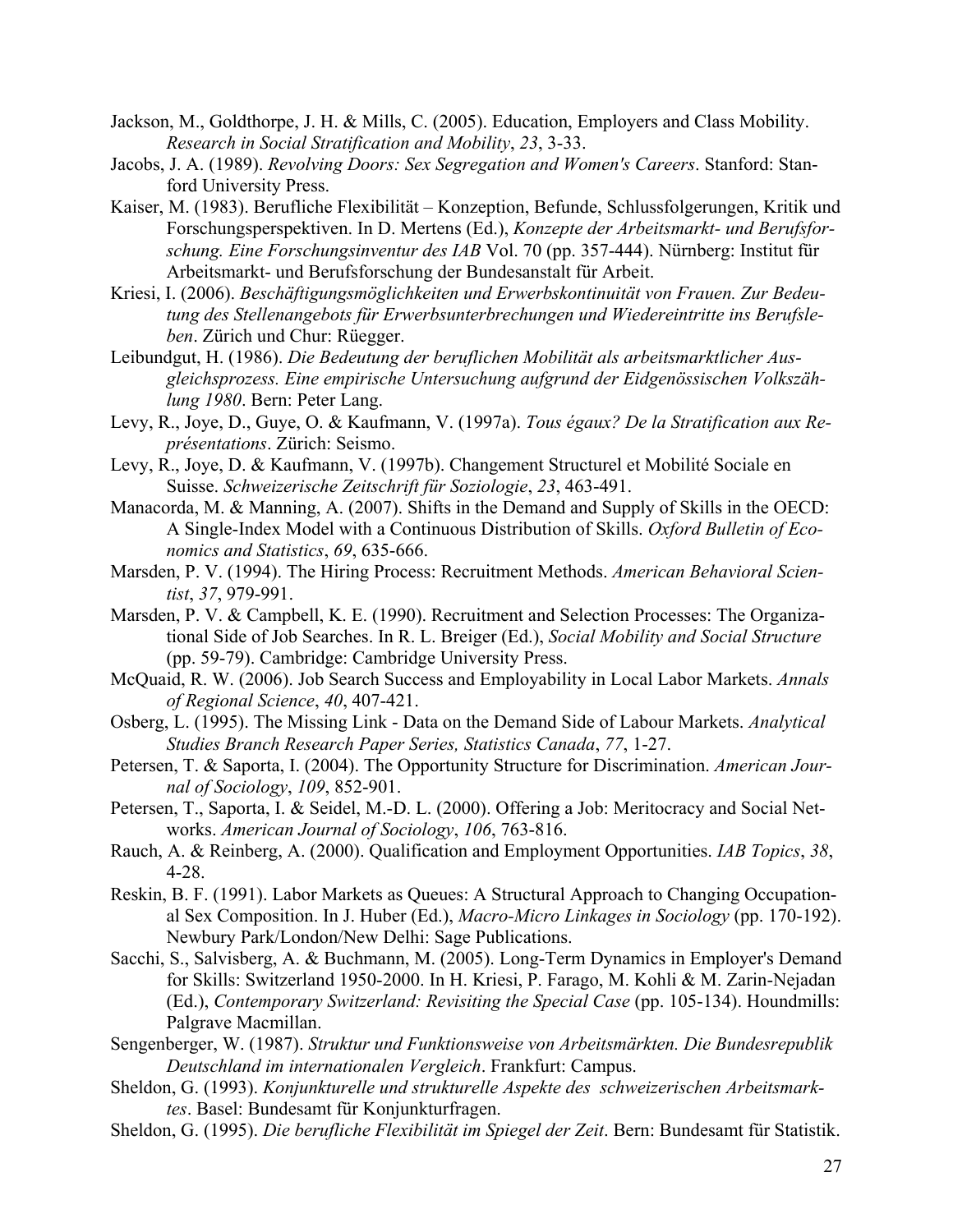Jackson, M., Goldthorpe, J. H. & Mills, C. (2005). Education, Employers and Class Mobility. *Research in Social Stratification and Mobility*, *23*, 3-33.

Jacobs, J. A. (1989). *Revolving Doors: Sex Segregation and Women's Careers*. Stanford: Stanford University Press.

Kaiser, M. (1983). Berufliche Flexibilität – Konzeption, Befunde, Schlussfolgerungen, Kritik und Forschungsperspektiven. In D. Mertens (Ed.), *Konzepte der Arbeitsmarkt- und Berufsforschung. Eine Forschungsinventur des IAB* Vol. 70 (pp. 357-444). Nürnberg: Institut für Arbeitsmarkt- und Berufsforschung der Bundesanstalt für Arbeit.

Kriesi, I. (2006). *Beschäftigungsmöglichkeiten und Erwerbskontinuität von Frauen. Zur Bedeutung des Stellenangebots für Erwerbsunterbrechungen und Wiedereintritte ins Berufsleben*. Zürich und Chur: Rüegger.

Leibundgut, H. (1986). *Die Bedeutung der beruflichen Mobilität als arbeitsmarktlicher Ausgleichsprozess. Eine empirische Untersuchung aufgrund der Eidgenössischen Volkszählung 1980*. Bern: Peter Lang.

Levy, R., Joye, D., Guye, O. & Kaufmann, V. (1997a). *Tous égaux? De la Stratification aux Représentations*. Zürich: Seismo.

Levy, R., Joye, D. & Kaufmann, V. (1997b). Changement Structurel et Mobilité Sociale en Suisse. *Schweizerische Zeitschrift für Soziologie*, *23*, 463-491.

Manacorda, M. & Manning, A. (2007). Shifts in the Demand and Supply of Skills in the OECD: A Single-Index Model with a Continuous Distribution of Skills. *Oxford Bulletin of Economics and Statistics*, *69*, 635-666.

Marsden, P. V. (1994). The Hiring Process: Recruitment Methods. *American Behavioral Scientist*, *37*, 979-991.

Marsden, P. V. & Campbell, K. E. (1990). Recruitment and Selection Processes: The Organizational Side of Job Searches. In R. L. Breiger (Ed.), *Social Mobility and Social Structure* (pp. 59-79). Cambridge: Cambridge University Press.

McQuaid, R. W. (2006). Job Search Success and Employability in Local Labor Markets. *Annals of Regional Science*, *40*, 407-421.

Osberg, L. (1995). The Missing Link - Data on the Demand Side of Labour Markets. *Analytical Studies Branch Research Paper Series, Statistics Canada*, *77*, 1-27.

Petersen, T. & Saporta, I. (2004). The Opportunity Structure for Discrimination. *American Journal of Sociology*, *109*, 852-901.

Petersen, T., Saporta, I. & Seidel, M.-D. L. (2000). Offering a Job: Meritocracy and Social Networks. *American Journal of Sociology*, *106*, 763-816.

Rauch, A. & Reinberg, A. (2000). Qualification and Employment Opportunities. *IAB Topics*, *38*, 4-28.

Reskin, B. F. (1991). Labor Markets as Queues: A Structural Approach to Changing Occupational Sex Composition. In J. Huber (Ed.), *Macro-Micro Linkages in Sociology* (pp. 170-192). Newbury Park/London/New Delhi: Sage Publications.

Sacchi, S., Salvisberg, A. & Buchmann, M. (2005). Long-Term Dynamics in Employer's Demand for Skills: Switzerland 1950-2000. In H. Kriesi, P. Farago, M. Kohli & M. Zarin-Nejadan (Ed.), *Contemporary Switzerland: Revisiting the Special Case* (pp. 105-134). Houndmills: Palgrave Macmillan.

Sengenberger, W. (1987). *Struktur und Funktionsweise von Arbeitsmärkten. Die Bundesrepublik Deutschland im internationalen Vergleich*. Frankfurt: Campus.

Sheldon, G. (1993). *Konjunkturelle und strukturelle Aspekte des schweizerischen Arbeitsmarktes*. Basel: Bundesamt für Konjunkturfragen.

Sheldon, G. (1995). *Die berufliche Flexibilität im Spiegel der Zeit*. Bern: Bundesamt für Statistik.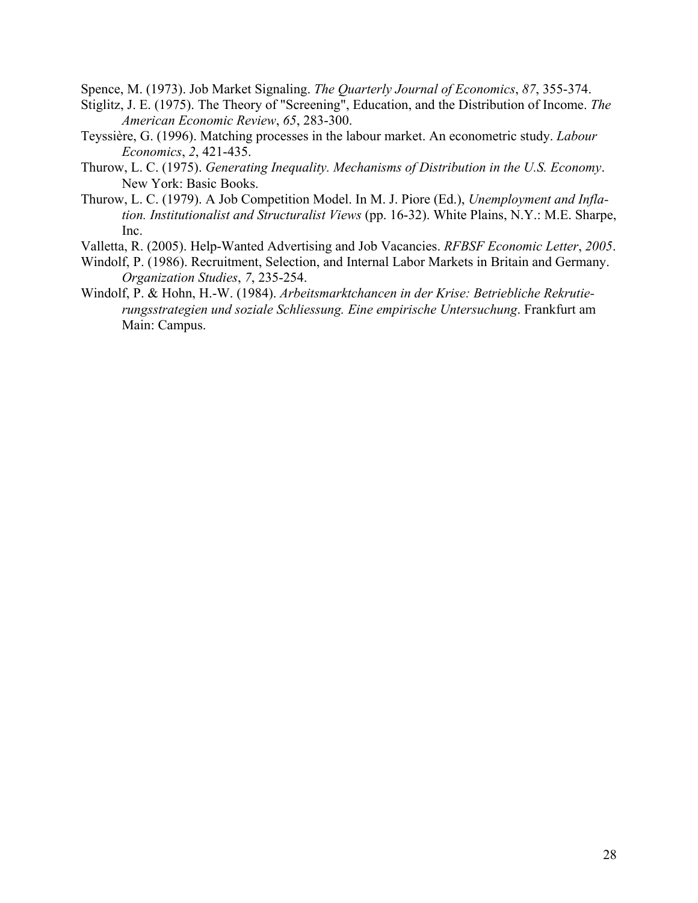Spence, M. (1973). Job Market Signaling. *The Quarterly Journal of Economics*, *87*, 355-374.

Stiglitz, J. E. (1975). The Theory of "Screening", Education, and the Distribution of Income. *The American Economic Review*, *65*, 283-300.

Teyssière, G. (1996). Matching processes in the labour market. An econometric study. *Labour Economics*, *2*, 421-435.

Thurow, L. C. (1975). *Generating Inequality. Mechanisms of Distribution in the U.S. Economy*. New York: Basic Books.

Thurow, L. C. (1979). A Job Competition Model. In M. J. Piore (Ed.), *Unemployment and Inflation. Institutionalist and Structuralist Views* (pp. 16-32). White Plains, N.Y.: M.E. Sharpe, Inc.

Valletta, R. (2005). Help-Wanted Advertising and Job Vacancies. *RFBSF Economic Letter*, *2005*.

Windolf, P. (1986). Recruitment, Selection, and Internal Labor Markets in Britain and Germany. *Organization Studies*, *7*, 235-254.

Windolf, P. & Hohn, H.-W. (1984). *Arbeitsmarktchancen in der Krise: Betriebliche Rekrutierungsstrategien und soziale Schliessung. Eine empirische Untersuchung*. Frankfurt am Main: Campus.